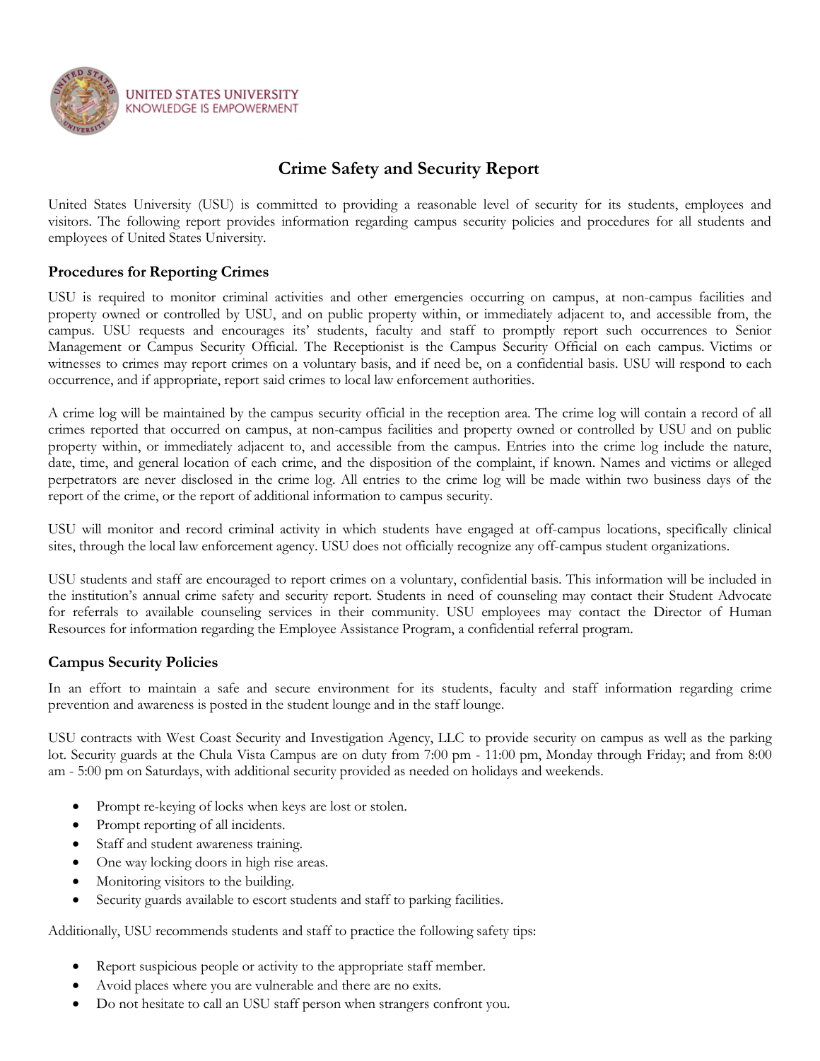UNITED STATES UNIVERSITY
KNOWLEDGE IS EMPOWERMENT

# Crime Safety and Security Report

United States University (USU) is committed to providing a reasonable level of security for its students, employees and visitors. The following report provides information regarding campus security policies and procedures for all students and employees of United States University.

## Procedures for Reporting Crimes

USU is required to monitor criminal activities and other emergencies occurring on campus, at non-campus facilities and property owned or controlled by USU, and on public property within, or immediately adjacent to, and accessible from, the campus. USU requests and encourages its' students, faculty and staff to promptly report such occurrences to Senior Management or Campus Security Official. The Receptionist is the Campus Security Official on each campus. Victims or witnesses to crimes may report crimes on a voluntary basis, and if need be, on a confidential basis. USU will respond to each occurrence, and if appropriate, report said crimes to local law enforcement authorities.

A crime log will be maintained by the campus security official in the reception area. The crime log will contain a record of all crimes reported that occurred on campus, at non-campus facilities and property owned or controlled by USU and on public property within, or immediately adjacent to, and accessible from the campus. Entries into the crime log include the nature, date, time, and general location of each crime, and the disposition of the complaint, if known. Names and victims or alleged perpetrators are never disclosed in the crime log. All entries to the crime log will be made within two business days of the report of the crime, or the report of additional information to campus security.

USU will monitor and record criminal activity in which students have engaged at off-campus locations, specifically clinical sites, through the local law enforcement agency. USU does not officially recognize any off-campus student organizations.

USU students and staff are encouraged to report crimes on a voluntary, confidential basis. This information will be included in the institution's annual crime safety and security report. Students in need of counseling may contact their Student Advocate for referrals to available counseling services in their community. USU employees may contact the Director of Human Resources for information regarding the Employee Assistance Program, a confidential referral program.

## Campus Security Policies

In an effort to maintain a safe and secure environment for its students, faculty and staff information regarding crime prevention and awareness is posted in the student lounge and in the staff lounge.

USU contracts with West Coast Security and Investigation Agency, LLC to provide security on campus as well as the parking lot. Security guards at the Chula Vista Campus are on duty from 7:00 pm - 11:00 pm, Monday through Friday; and from 8:00 am - 5:00 pm on Saturdays, with additional security provided as needed on holidays and weekends.

- Prompt re-keying of locks when keys are lost or stolen.
- Prompt reporting of all incidents.
- Staff and student awareness training.
- One way locking doors in high rise areas.
- Monitoring visitors to the building.
- Security guards available to escort students and staff to parking facilities.

Additionally, USU recommends students and staff to practice the following safety tips:

- Report suspicious people or activity to the appropriate staff member.
- Avoid places where you are vulnerable and there are no exits.
- Do not hesitate to call an USU staff person when strangers confront you.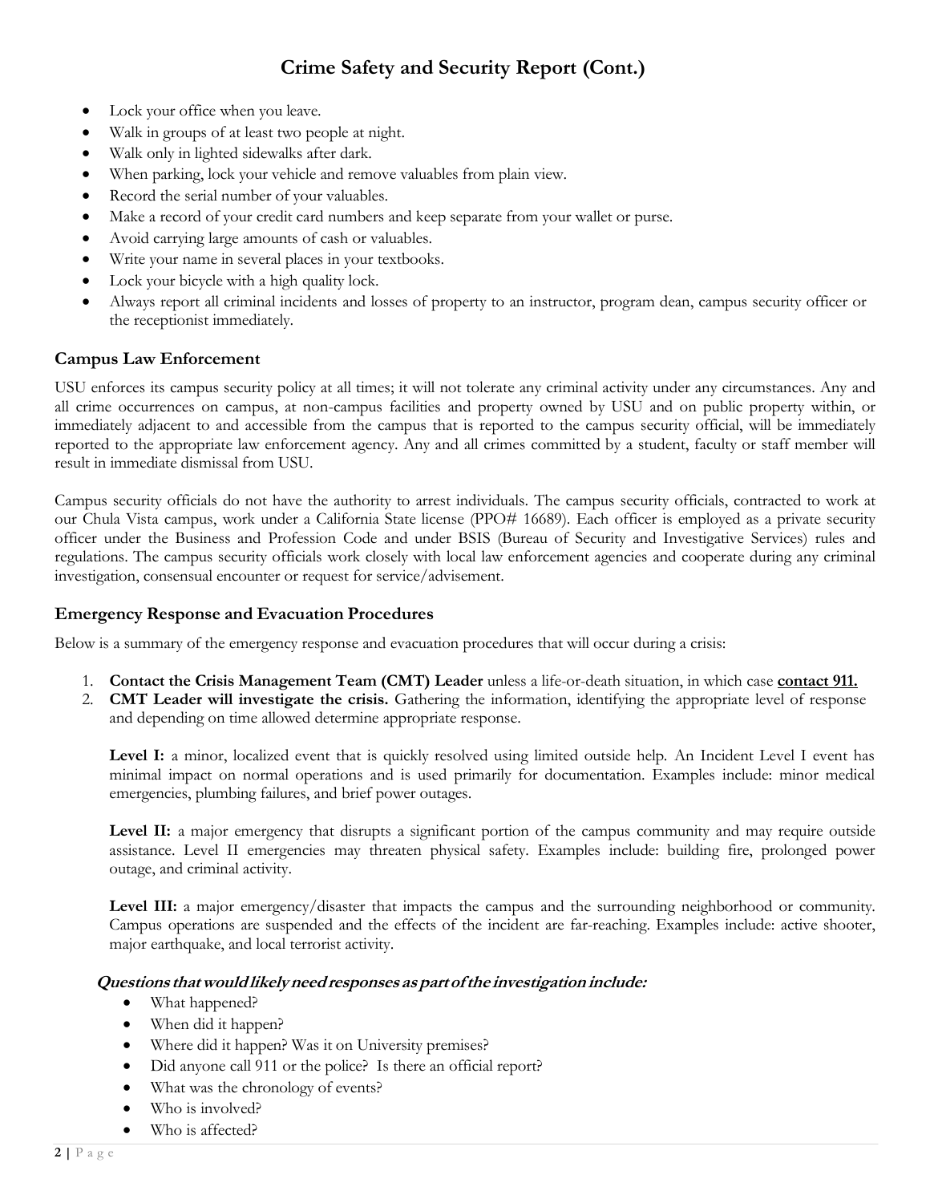# Crime Safety and Security Report (Cont.)

- Lock your office when you leave.
- Walk in groups of at least two people at night.
- Walk only in lighted sidewalks after dark.
- When parking, lock your vehicle and remove valuables from plain view.
- Record the serial number of your valuables.
- Make a record of your credit card numbers and keep separate from your wallet or purse.
- Avoid carrying large amounts of cash or valuables.
- Write your name in several places in your textbooks.
- Lock your bicycle with a high quality lock.
- Always report all criminal incidents and losses of property to an instructor, program dean, campus security officer or the receptionist immediately.

## Campus Law Enforcement

USU enforces its campus security policy at all times; it will not tolerate any criminal activity under any circumstances. Any and all crime occurrences on campus, at non-campus facilities and property owned by USU and on public property within, or immediately adjacent to and accessible from the campus that is reported to the campus security official, will be immediately reported to the appropriate law enforcement agency. Any and all crimes committed by a student, faculty or staff member will result in immediate dismissal from USU.

Campus security officials do not have the authority to arrest individuals. The campus security officials, contracted to work at our Chula Vista campus, work under a California State license (PPO# 16689). Each officer is employed as a private security officer under the Business and Profession Code and under BSIS (Bureau of Security and Investigative Services) rules and regulations. The campus security officials work closely with local law enforcement agencies and cooperate during any criminal investigation, consensual encounter or request for service/advisement.

## Emergency Response and Evacuation Procedures

Below is a summary of the emergency response and evacuation procedures that will occur during a crisis:

1. **Contact the Crisis Management Team (CMT) Leader** unless a life-or-death situation, in which case **contact 911.**
2. **CMT Leader will investigate the crisis.** Gathering the information, identifying the appropriate level of response and depending on time allowed determine appropriate response.

   **Level I:** a minor, localized event that is quickly resolved using limited outside help. An Incident Level I event has minimal impact on normal operations and is used primarily for documentation. Examples include: minor medical emergencies, plumbing failures, and brief power outages.

   **Level II:** a major emergency that disrupts a significant portion of the campus community and may require outside assistance. Level II emergencies may threaten physical safety. Examples include: building fire, prolonged power outage, and criminal activity.

   **Level III:** a major emergency/disaster that impacts the campus and the surrounding neighborhood or community. Campus operations are suspended and the effects of the incident are far-reaching. Examples include: active shooter, major earthquake, and local terrorist activity.

   ***Questions that would likely need responses as part of the investigation include:***

   - What happened?
   - When did it happen?
   - Where did it happen? Was it on University premises?
   - Did anyone call 911 or the police? Is there an official report?
   - What was the chronology of events?
   - Who is involved?
   - Who is affected?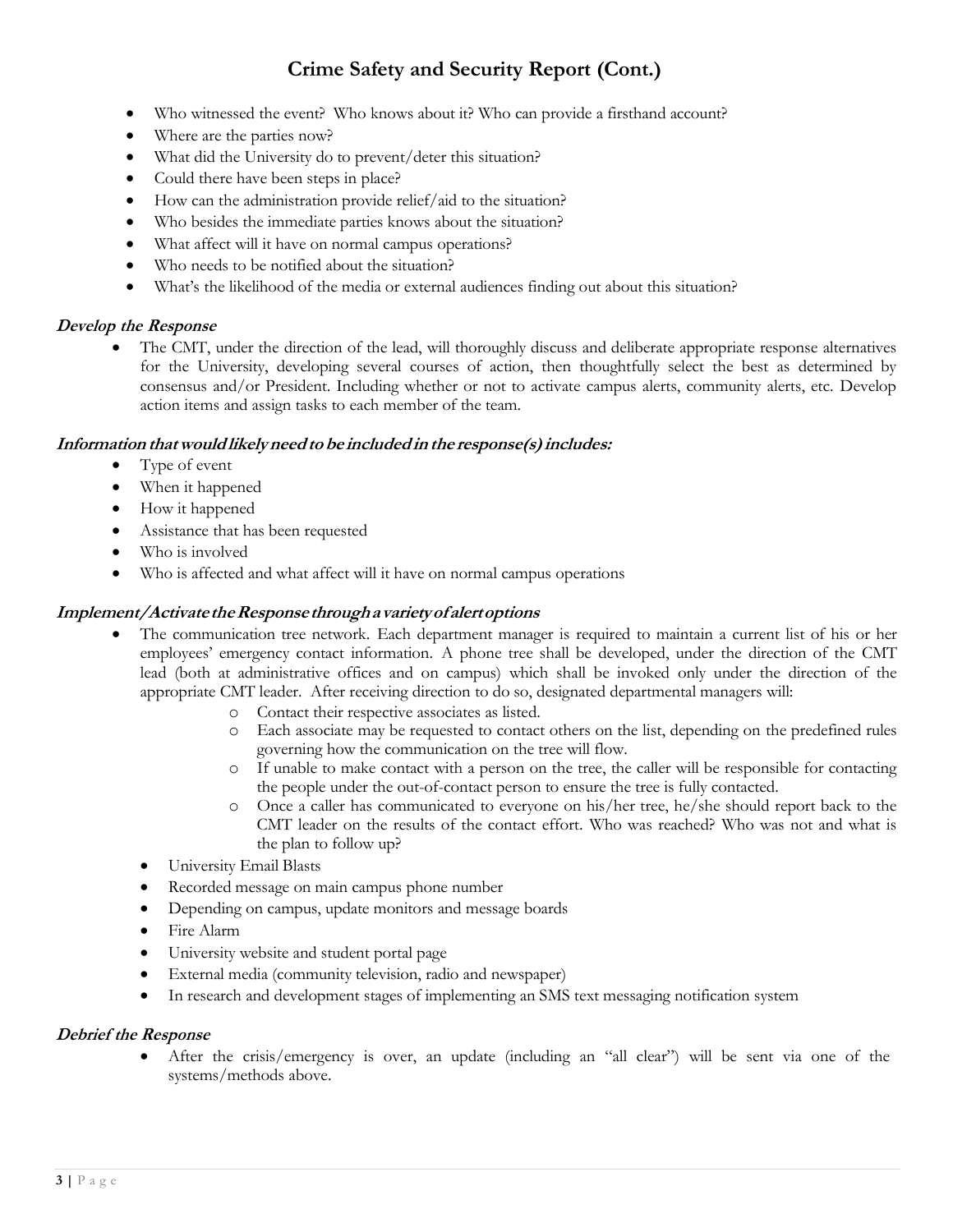# Crime Safety and Security Report (Cont.)

- Who witnessed the event? Who knows about it? Who can provide a firsthand account?
- Where are the parties now?
- What did the University do to prevent/deter this situation?
- Could there have been steps in place?
- How can the administration provide relief/aid to the situation?
- Who besides the immediate parties knows about the situation?
- What affect will it have on normal campus operations?
- Who needs to be notified about the situation?
- What's the likelihood of the media or external audiences finding out about this situation?

### *Develop the Response*

- The CMT, under the direction of the lead, will thoroughly discuss and deliberate appropriate response alternatives for the University, developing several courses of action, then thoughtfully select the best as determined by consensus and/or President. Including whether or not to activate campus alerts, community alerts, etc. Develop action items and assign tasks to each member of the team.

### *Information that would likely need to be included in the response(s) includes:*

- Type of event
- When it happened
- How it happened
- Assistance that has been requested
- Who is involved
- Who is affected and what affect will it have on normal campus operations

### *Implement/Activate the Response through a variety of alert options*

- The communication tree network. Each department manager is required to maintain a current list of his or her employees' emergency contact information. A phone tree shall be developed, under the direction of the CMT lead (both at administrative offices and on campus) which shall be invoked only under the direction of the appropriate CMT leader. After receiving direction to do so, designated departmental managers will:
  - Contact their respective associates as listed.
  - Each associate may be requested to contact others on the list, depending on the predefined rules governing how the communication on the tree will flow.
  - If unable to make contact with a person on the tree, the caller will be responsible for contacting the people under the out-of-contact person to ensure the tree is fully contacted.
  - Once a caller has communicated to everyone on his/her tree, he/she should report back to the CMT leader on the results of the contact effort. Who was reached? Who was not and what is the plan to follow up?
- University Email Blasts
- Recorded message on main campus phone number
- Depending on campus, update monitors and message boards
- Fire Alarm
- University website and student portal page
- External media (community television, radio and newspaper)
- In research and development stages of implementing an SMS text messaging notification system

### *Debrief the Response*

- After the crisis/emergency is over, an update (including an "all clear") will be sent via one of the systems/methods above.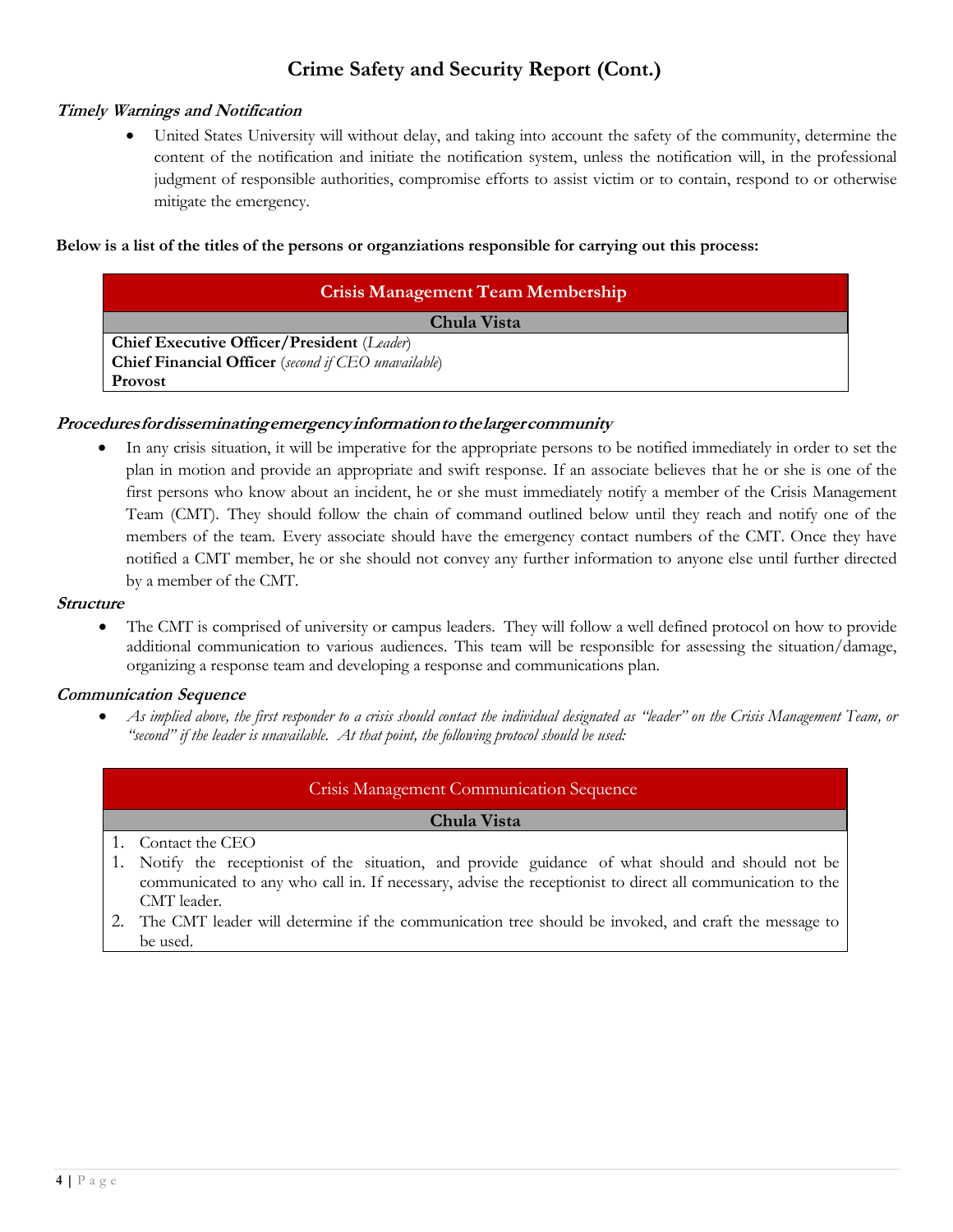## Crime Safety and Security Report (Cont.)

### *Timely Warnings and Notification*

- United States University will without delay, and taking into account the safety of the community, determine the content of the notification and initiate the notification system, unless the notification will, in the professional judgment of responsible authorities, compromise efforts to assist victim or to contain, respond to or otherwise mitigate the emergency.

**Below is a list of the titles of the persons or organziations responsible for carrying out this process:**

| Crisis Management Team Membership |
| --- |
| **Chula Vista** |
| **Chief Executive Officer/President** (*Leader*)<br>**Chief Financial Officer** (*second if CEO unavailable*)<br>**Provost** |

### *Procedures for disseminating emergency information to the larger community*

- In any crisis situation, it will be imperative for the appropriate persons to be notified immediately in order to set the plan in motion and provide an appropriate and swift response. If an associate believes that he or she is one of the first persons who know about an incident, he or she must immediately notify a member of the Crisis Management Team (CMT). They should follow the chain of command outlined below until they reach and notify one of the members of the team. Every associate should have the emergency contact numbers of the CMT. Once they have notified a CMT member, he or she should not convey any further information to anyone else until further directed by a member of the CMT.

### *Structure*

- The CMT is comprised of university or campus leaders. They will follow a well defined protocol on how to provide additional communication to various audiences. This team will be responsible for assessing the situation/damage, organizing a response team and developing a response and communications plan.

### *Communication Sequence*

- *As implied above, the first responder to a crisis should contact the individual designated as "leader" on the Crisis Management Team, or "second" if the leader is unavailable. At that point, the following protocol should be used:*

| Crisis Management Communication Sequence |
| --- |
| **Chula Vista** |
| 1. Contact the CEO<br>1. Notify the receptionist of the situation, and provide guidance of what should and should not be communicated to any who call in. If necessary, advise the receptionist to direct all communication to the CMT leader.<br>2. The CMT leader will determine if the communication tree should be invoked, and craft the message to be used. |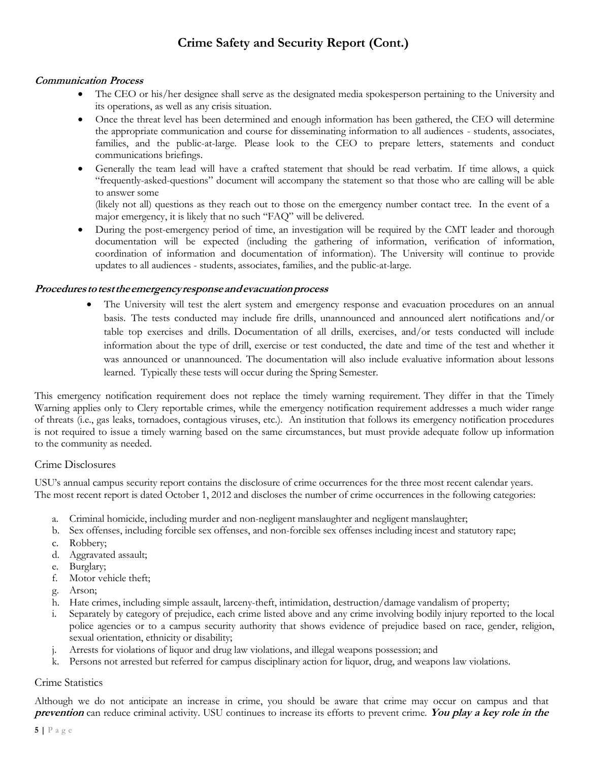# Crime Safety and Security Report (Cont.)

***Communication Process***

- The CEO or his/her designee shall serve as the designated media spokesperson pertaining to the University and its operations, as well as any crisis situation.
- Once the threat level has been determined and enough information has been gathered, the CEO will determine the appropriate communication and course for disseminating information to all audiences - students, associates, families, and the public-at-large. Please look to the CEO to prepare letters, statements and conduct communications briefings.
- Generally the team lead will have a crafted statement that should be read verbatim. If time allows, a quick "frequently-asked-questions" document will accompany the statement so that those who are calling will be able to answer some (likely not all) questions as they reach out to those on the emergency number contact tree. In the event of a major emergency, it is likely that no such "FAQ" will be delivered.
- During the post-emergency period of time, an investigation will be required by the CMT leader and thorough documentation will be expected (including the gathering of information, verification of information, coordination of information and documentation of information). The University will continue to provide updates to all audiences - students, associates, families, and the public-at-large.

***Procedures to test the emergency response and evacuation process***

- The University will test the alert system and emergency response and evacuation procedures on an annual basis. The tests conducted may include fire drills, unannounced and announced alert notifications and/or table top exercises and drills. Documentation of all drills, exercises, and/or tests conducted will include information about the type of drill, exercise or test conducted, the date and time of the test and whether it was announced or unannounced. The documentation will also include evaluative information about lessons learned. Typically these tests will occur during the Spring Semester.

This emergency notification requirement does not replace the timely warning requirement. They differ in that the Timely Warning applies only to Clery reportable crimes, while the emergency notification requirement addresses a much wider range of threats (i.e., gas leaks, tornadoes, contagious viruses, etc.). An institution that follows its emergency notification procedures is not required to issue a timely warning based on the same circumstances, but must provide adequate follow up information to the community as needed.

## Crime Disclosures

USU's annual campus security report contains the disclosure of crime occurrences for the three most recent calendar years. The most recent report is dated October 1, 2012 and discloses the number of crime occurrences in the following categories:

a. Criminal homicide, including murder and non-negligent manslaughter and negligent manslaughter;
b. Sex offenses, including forcible sex offenses, and non-forcible sex offenses including incest and statutory rape;
c. Robbery;
d. Aggravated assault;
e. Burglary;
f. Motor vehicle theft;
g. Arson;
h. Hate crimes, including simple assault, larceny-theft, intimidation, destruction/damage vandalism of property;
i. Separately by category of prejudice, each crime listed above and any crime involving bodily injury reported to the local police agencies or to a campus security authority that shows evidence of prejudice based on race, gender, religion, sexual orientation, ethnicity or disability;
j. Arrests for violations of liquor and drug law violations, and illegal weapons possession; and
k. Persons not arrested but referred for campus disciplinary action for liquor, drug, and weapons law violations.

## Crime Statistics

Although we do not anticipate an increase in crime, you should be aware that crime may occur on campus and that ***prevention*** can reduce criminal activity. USU continues to increase its efforts to prevent crime. ***You play a key role in the***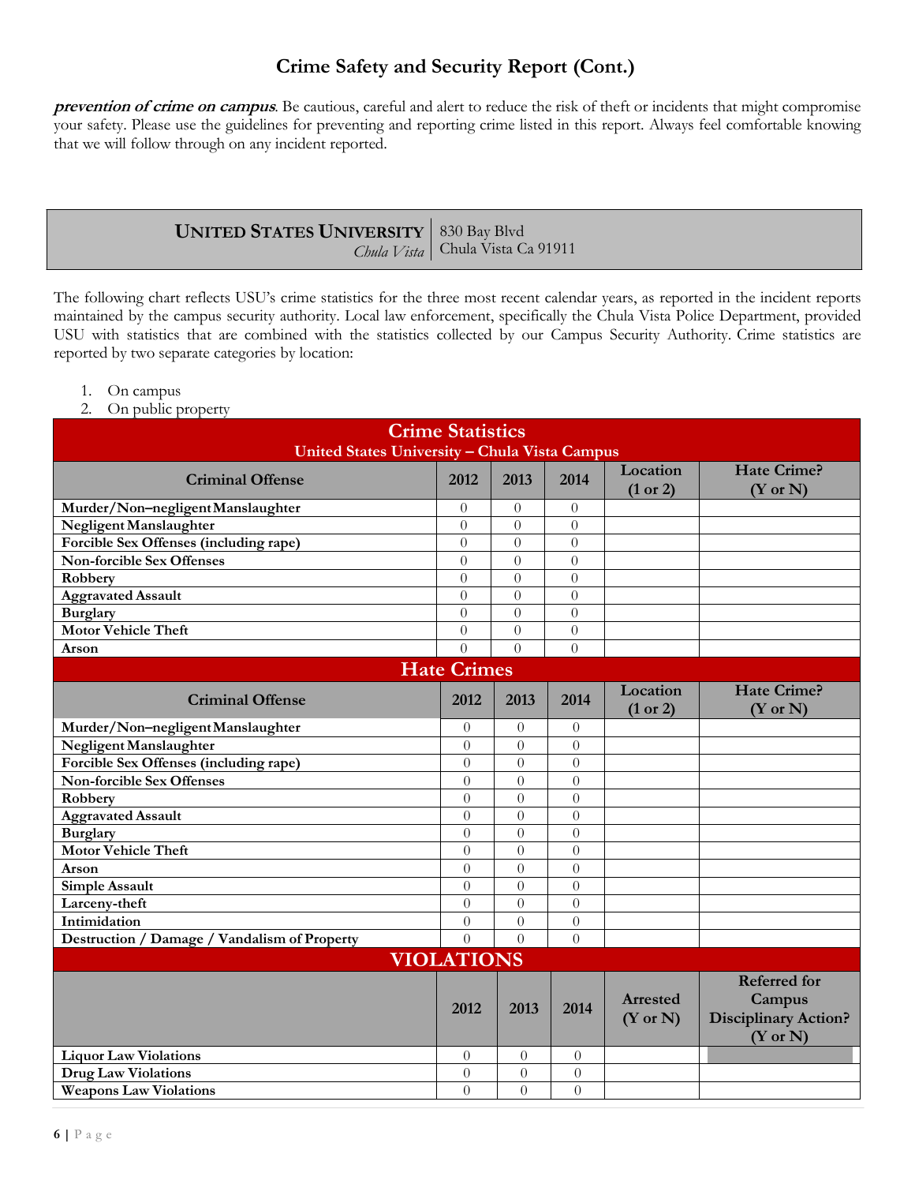## Crime Safety and Security Report (Cont.)

***prevention of crime on campus***. Be cautious, careful and alert to reduce the risk of theft or incidents that might compromise your safety. Please use the guidelines for preventing and reporting crime listed in this report. Always feel comfortable knowing that we will follow through on any incident reported.

**UNITED STATES UNIVERSITY** *Chula Vista* | 830 Bay Blvd Chula Vista Ca 91911

The following chart reflects USU's crime statistics for the three most recent calendar years, as reported in the incident reports maintained by the campus security authority. Local law enforcement, specifically the Chula Vista Police Department, provided USU with statistics that are combined with the statistics collected by our Campus Security Authority. Crime statistics are reported by two separate categories by location:

1. On campus
2. On public property

| Crime Statistics United States University – Chula Vista Campus | | | | | |
|---|---|---|---|---|---|
| **Criminal Offense** | **2012** | **2013** | **2014** | **Location (1 or 2)** | **Hate Crime? (Y or N)** |
| **Murder/Non–negligent Manslaughter** | 0 | 0 | 0 | | |
| **Negligent Manslaughter** | 0 | 0 | 0 | | |
| **Forcible Sex Offenses (including rape)** | 0 | 0 | 0 | | |
| **Non-forcible Sex Offenses** | 0 | 0 | 0 | | |
| **Robbery** | 0 | 0 | 0 | | |
| **Aggravated Assault** | 0 | 0 | 0 | | |
| **Burglary** | 0 | 0 | 0 | | |
| **Motor Vehicle Theft** | 0 | 0 | 0 | | |
| **Arson** | 0 | 0 | 0 | | |
| **Hate Crimes** | | | | | |
| **Criminal Offense** | **2012** | **2013** | **2014** | **Location (1 or 2)** | **Hate Crime? (Y or N)** |
| **Murder/Non–negligent Manslaughter** | 0 | 0 | 0 | | |
| **Negligent Manslaughter** | 0 | 0 | 0 | | |
| **Forcible Sex Offenses (including rape)** | 0 | 0 | 0 | | |
| **Non-forcible Sex Offenses** | 0 | 0 | 0 | | |
| **Robbery** | 0 | 0 | 0 | | |
| **Aggravated Assault** | 0 | 0 | 0 | | |
| **Burglary** | 0 | 0 | 0 | | |
| **Motor Vehicle Theft** | 0 | 0 | 0 | | |
| **Arson** | 0 | 0 | 0 | | |
| **Simple Assault** | 0 | 0 | 0 | | |
| **Larceny-theft** | 0 | 0 | 0 | | |
| **Intimidation** | 0 | 0 | 0 | | |
| **Destruction / Damage / Vandalism of Property** | 0 | 0 | 0 | | |
| **VIOLATIONS** | | | | | |
| | **2012** | **2013** | **2014** | **Arrested (Y or N)** | **Referred for Campus Disciplinary Action? (Y or N)** |
| **Liquor Law Violations** | 0 | 0 | 0 | | |
| **Drug Law Violations** | 0 | 0 | 0 | | |
| **Weapons Law Violations** | 0 | 0 | 0 | | |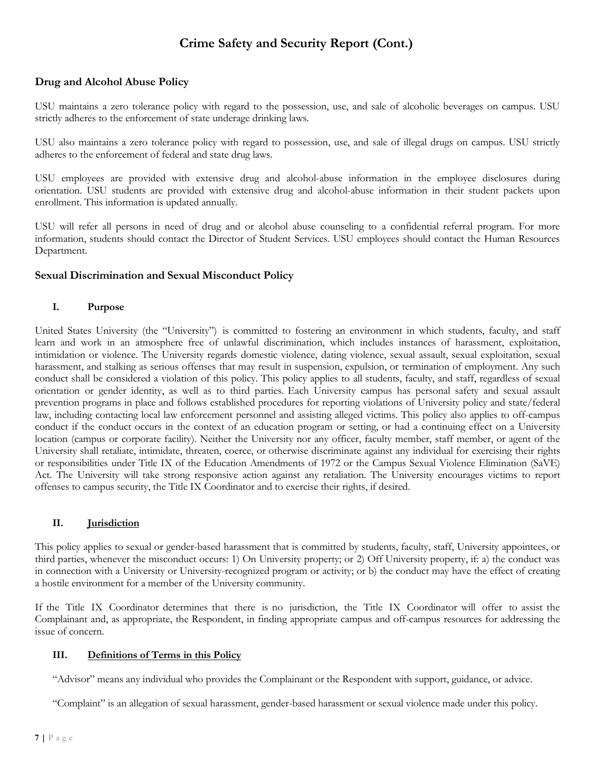# Crime Safety and Security Report (Cont.)

## Drug and Alcohol Abuse Policy

USU maintains a zero tolerance policy with regard to the possession, use, and sale of alcoholic beverages on campus. USU strictly adheres to the enforcement of state underage drinking laws.

USU also maintains a zero tolerance policy with regard to possession, use, and sale of illegal drugs on campus. USU strictly adheres to the enforcement of federal and state drug laws.

USU employees are provided with extensive drug and alcohol-abuse information in the employee disclosures during orientation. USU students are provided with extensive drug and alcohol-abuse information in their student packets upon enrollment. This information is updated annually.

USU will refer all persons in need of drug and or alcohol abuse counseling to a confidential referral program. For more information, students should contact the Director of Student Services. USU employees should contact the Human Resources Department.

## Sexual Discrimination and Sexual Misconduct Policy

### I. Purpose

United States University (the "University") is committed to fostering an environment in which students, faculty, and staff learn and work in an atmosphere free of unlawful discrimination, which includes instances of harassment, exploitation, intimidation or violence. The University regards domestic violence, dating violence, sexual assault, sexual exploitation, sexual harassment, and stalking as serious offenses that may result in suspension, expulsion, or termination of employment. Any such conduct shall be considered a violation of this policy. This policy applies to all students, faculty, and staff, regardless of sexual orientation or gender identity, as well as to third parties. Each University campus has personal safety and sexual assault prevention programs in place and follows established procedures for reporting violations of University policy and state/federal law, including contacting local law enforcement personnel and assisting alleged victims. This policy also applies to off-campus conduct if the conduct occurs in the context of an education program or setting, or had a continuing effect on a University location (campus or corporate facility). Neither the University nor any officer, faculty member, staff member, or agent of the University shall retaliate, intimidate, threaten, coerce, or otherwise discriminate against any individual for exercising their rights or responsibilities under Title IX of the Education Amendments of 1972 or the Campus Sexual Violence Elimination (SaVE) Act. The University will take strong responsive action against any retaliation. The University encourages victims to report offenses to campus security, the Title IX Coordinator and to exercise their rights, if desired.

### II. Jurisdiction

This policy applies to sexual or gender-based harassment that is committed by students, faculty, staff, University appointees, or third parties, whenever the misconduct occurs: 1) On University property; or 2) Off University property, if: a) the conduct was in connection with a University or University-recognized program or activity; or b) the conduct may have the effect of creating a hostile environment for a member of the University community.

If the Title IX Coordinator determines that there is no jurisdiction, the Title IX Coordinator will offer to assist the Complainant and, as appropriate, the Respondent, in finding appropriate campus and off-campus resources for addressing the issue of concern.

### III. Definitions of Terms in this Policy

"Advisor" means any individual who provides the Complainant or the Respondent with support, guidance, or advice.

"Complaint" is an allegation of sexual harassment, gender-based harassment or sexual violence made under this policy.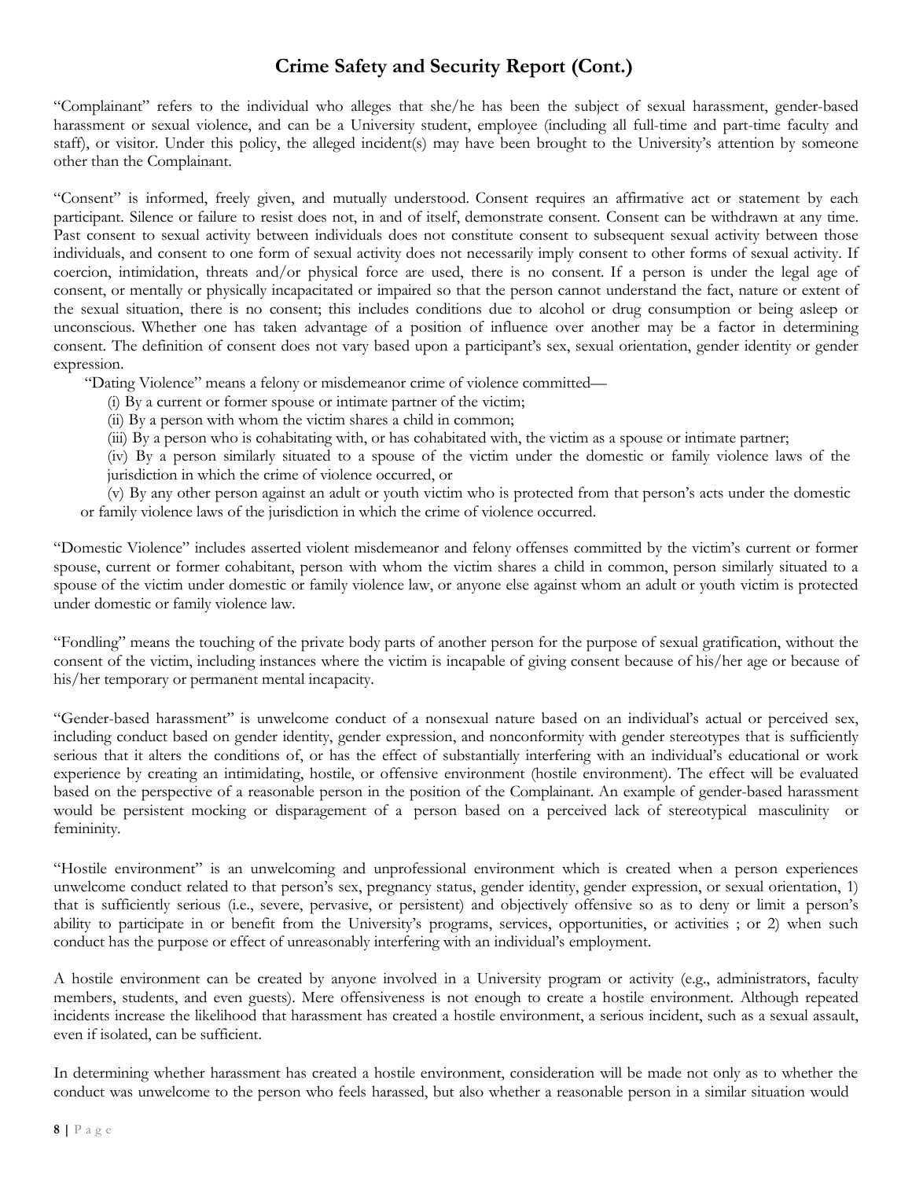## Crime Safety and Security Report (Cont.)

"Complainant" refers to the individual who alleges that she/he has been the subject of sexual harassment, gender-based harassment or sexual violence, and can be a University student, employee (including all full-time and part-time faculty and staff), or visitor. Under this policy, the alleged incident(s) may have been brought to the University's attention by someone other than the Complainant.

"Consent" is informed, freely given, and mutually understood. Consent requires an affirmative act or statement by each participant. Silence or failure to resist does not, in and of itself, demonstrate consent. Consent can be withdrawn at any time. Past consent to sexual activity between individuals does not constitute consent to subsequent sexual activity between those individuals, and consent to one form of sexual activity does not necessarily imply consent to other forms of sexual activity. If coercion, intimidation, threats and/or physical force are used, there is no consent. If a person is under the legal age of consent, or mentally or physically incapacitated or impaired so that the person cannot understand the fact, nature or extent of the sexual situation, there is no consent; this includes conditions due to alcohol or drug consumption or being asleep or unconscious. Whether one has taken advantage of a position of influence over another may be a factor in determining consent. The definition of consent does not vary based upon a participant's sex, sexual orientation, gender identity or gender expression.

"Dating Violence" means a felony or misdemeanor crime of violence committed—

(i) By a current or former spouse or intimate partner of the victim;

(ii) By a person with whom the victim shares a child in common;

(iii) By a person who is cohabitating with, or has cohabitated with, the victim as a spouse or intimate partner;

(iv) By a person similarly situated to a spouse of the victim under the domestic or family violence laws of the jurisdiction in which the crime of violence occurred, or

(v) By any other person against an adult or youth victim who is protected from that person's acts under the domestic or family violence laws of the jurisdiction in which the crime of violence occurred.

"Domestic Violence" includes asserted violent misdemeanor and felony offenses committed by the victim's current or former spouse, current or former cohabitant, person with whom the victim shares a child in common, person similarly situated to a spouse of the victim under domestic or family violence law, or anyone else against whom an adult or youth victim is protected under domestic or family violence law.

"Fondling" means the touching of the private body parts of another person for the purpose of sexual gratification, without the consent of the victim, including instances where the victim is incapable of giving consent because of his/her age or because of his/her temporary or permanent mental incapacity.

"Gender-based harassment" is unwelcome conduct of a nonsexual nature based on an individual's actual or perceived sex, including conduct based on gender identity, gender expression, and nonconformity with gender stereotypes that is sufficiently serious that it alters the conditions of, or has the effect of substantially interfering with an individual's educational or work experience by creating an intimidating, hostile, or offensive environment (hostile environment). The effect will be evaluated based on the perspective of a reasonable person in the position of the Complainant. An example of gender-based harassment would be persistent mocking or disparagement of a person based on a perceived lack of stereotypical masculinity or femininity.

"Hostile environment" is an unwelcoming and unprofessional environment which is created when a person experiences unwelcome conduct related to that person's sex, pregnancy status, gender identity, gender expression, or sexual orientation, 1) that is sufficiently serious (i.e., severe, pervasive, or persistent) and objectively offensive so as to deny or limit a person's ability to participate in or benefit from the University's programs, services, opportunities, or activities ; or 2) when such conduct has the purpose or effect of unreasonably interfering with an individual's employment.

A hostile environment can be created by anyone involved in a University program or activity (e.g., administrators, faculty members, students, and even guests). Mere offensiveness is not enough to create a hostile environment. Although repeated incidents increase the likelihood that harassment has created a hostile environment, a serious incident, such as a sexual assault, even if isolated, can be sufficient.

In determining whether harassment has created a hostile environment, consideration will be made not only as to whether the conduct was unwelcome to the person who feels harassed, but also whether a reasonable person in a similar situation would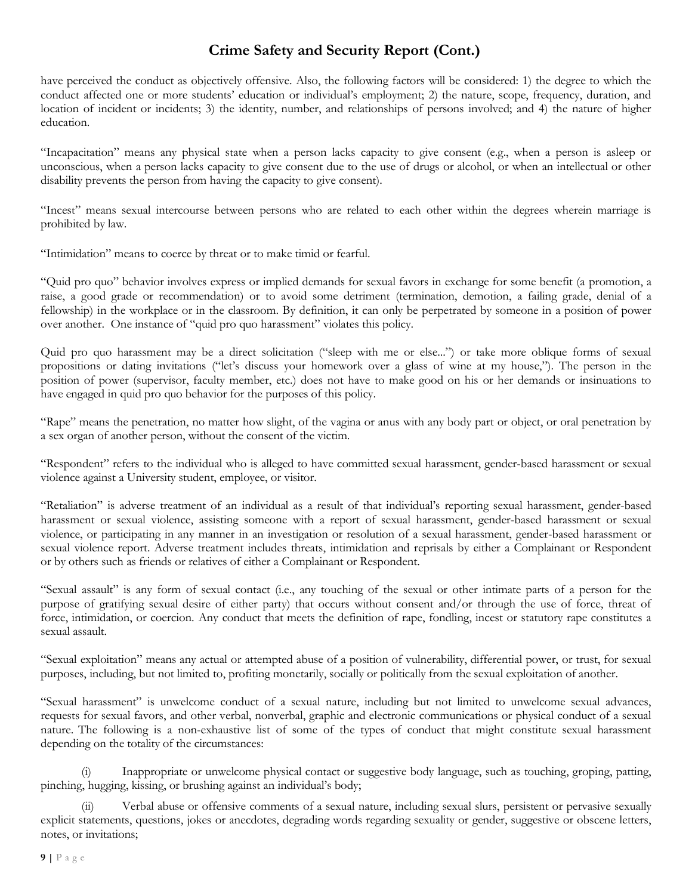# Crime Safety and Security Report (Cont.)

have perceived the conduct as objectively offensive. Also, the following factors will be considered: 1) the degree to which the conduct affected one or more students' education or individual's employment; 2) the nature, scope, frequency, duration, and location of incident or incidents; 3) the identity, number, and relationships of persons involved; and 4) the nature of higher education.

"Incapacitation" means any physical state when a person lacks capacity to give consent (e.g., when a person is asleep or unconscious, when a person lacks capacity to give consent due to the use of drugs or alcohol, or when an intellectual or other disability prevents the person from having the capacity to give consent).

"Incest" means sexual intercourse between persons who are related to each other within the degrees wherein marriage is prohibited by law.

"Intimidation" means to coerce by threat or to make timid or fearful.

"Quid pro quo" behavior involves express or implied demands for sexual favors in exchange for some benefit (a promotion, a raise, a good grade or recommendation) or to avoid some detriment (termination, demotion, a failing grade, denial of a fellowship) in the workplace or in the classroom. By definition, it can only be perpetrated by someone in a position of power over another. One instance of "quid pro quo harassment" violates this policy.

Quid pro quo harassment may be a direct solicitation ("sleep with me or else...") or take more oblique forms of sexual propositions or dating invitations ("let's discuss your homework over a glass of wine at my house,"). The person in the position of power (supervisor, faculty member, etc.) does not have to make good on his or her demands or insinuations to have engaged in quid pro quo behavior for the purposes of this policy.

"Rape" means the penetration, no matter how slight, of the vagina or anus with any body part or object, or oral penetration by a sex organ of another person, without the consent of the victim.

"Respondent" refers to the individual who is alleged to have committed sexual harassment, gender-based harassment or sexual violence against a University student, employee, or visitor.

"Retaliation" is adverse treatment of an individual as a result of that individual's reporting sexual harassment, gender-based harassment or sexual violence, assisting someone with a report of sexual harassment, gender-based harassment or sexual violence, or participating in any manner in an investigation or resolution of a sexual harassment, gender-based harassment or sexual violence report. Adverse treatment includes threats, intimidation and reprisals by either a Complainant or Respondent or by others such as friends or relatives of either a Complainant or Respondent.

"Sexual assault" is any form of sexual contact (i.e., any touching of the sexual or other intimate parts of a person for the purpose of gratifying sexual desire of either party) that occurs without consent and/or through the use of force, threat of force, intimidation, or coercion. Any conduct that meets the definition of rape, fondling, incest or statutory rape constitutes a sexual assault.

"Sexual exploitation" means any actual or attempted abuse of a position of vulnerability, differential power, or trust, for sexual purposes, including, but not limited to, profiting monetarily, socially or politically from the sexual exploitation of another.

"Sexual harassment" is unwelcome conduct of a sexual nature, including but not limited to unwelcome sexual advances, requests for sexual favors, and other verbal, nonverbal, graphic and electronic communications or physical conduct of a sexual nature. The following is a non-exhaustive list of some of the types of conduct that might constitute sexual harassment depending on the totality of the circumstances:

(i) Inappropriate or unwelcome physical contact or suggestive body language, such as touching, groping, patting, pinching, hugging, kissing, or brushing against an individual's body;

(ii) Verbal abuse or offensive comments of a sexual nature, including sexual slurs, persistent or pervasive sexually explicit statements, questions, jokes or anecdotes, degrading words regarding sexuality or gender, suggestive or obscene letters, notes, or invitations;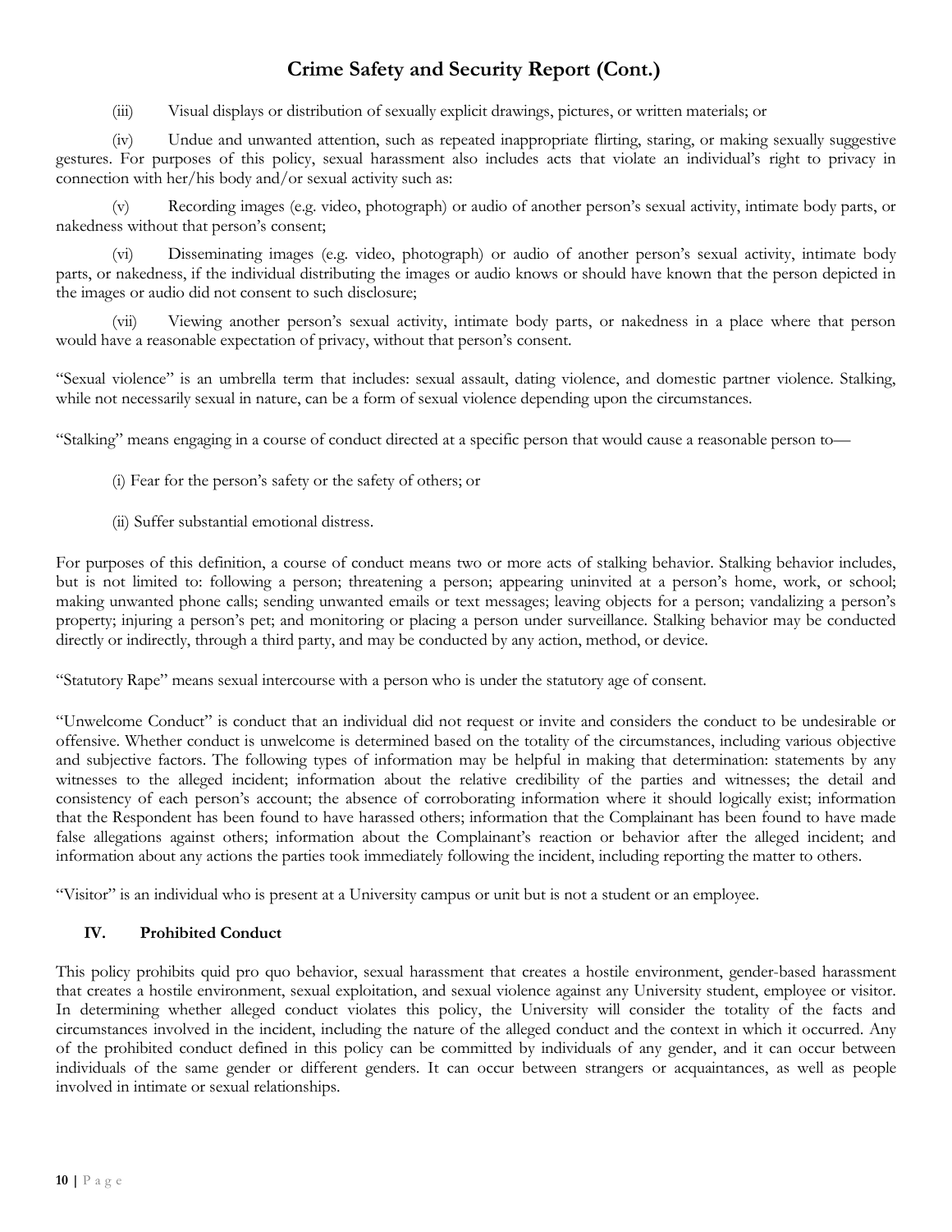## Crime Safety and Security Report (Cont.)

(iii) Visual displays or distribution of sexually explicit drawings, pictures, or written materials; or

(iv) Undue and unwanted attention, such as repeated inappropriate flirting, staring, or making sexually suggestive gestures. For purposes of this policy, sexual harassment also includes acts that violate an individual's right to privacy in connection with her/his body and/or sexual activity such as:

(v) Recording images (e.g. video, photograph) or audio of another person's sexual activity, intimate body parts, or nakedness without that person's consent;

(vi) Disseminating images (e.g. video, photograph) or audio of another person's sexual activity, intimate body parts, or nakedness, if the individual distributing the images or audio knows or should have known that the person depicted in the images or audio did not consent to such disclosure;

(vii) Viewing another person's sexual activity, intimate body parts, or nakedness in a place where that person would have a reasonable expectation of privacy, without that person's consent.

"Sexual violence" is an umbrella term that includes: sexual assault, dating violence, and domestic partner violence. Stalking, while not necessarily sexual in nature, can be a form of sexual violence depending upon the circumstances.

"Stalking" means engaging in a course of conduct directed at a specific person that would cause a reasonable person to—

(i) Fear for the person's safety or the safety of others; or

(ii) Suffer substantial emotional distress.

For purposes of this definition, a course of conduct means two or more acts of stalking behavior. Stalking behavior includes, but is not limited to: following a person; threatening a person; appearing uninvited at a person's home, work, or school; making unwanted phone calls; sending unwanted emails or text messages; leaving objects for a person; vandalizing a person's property; injuring a person's pet; and monitoring or placing a person under surveillance. Stalking behavior may be conducted directly or indirectly, through a third party, and may be conducted by any action, method, or device.

"Statutory Rape" means sexual intercourse with a person who is under the statutory age of consent.

"Unwelcome Conduct" is conduct that an individual did not request or invite and considers the conduct to be undesirable or offensive. Whether conduct is unwelcome is determined based on the totality of the circumstances, including various objective and subjective factors. The following types of information may be helpful in making that determination: statements by any witnesses to the alleged incident; information about the relative credibility of the parties and witnesses; the detail and consistency of each person's account; the absence of corroborating information where it should logically exist; information that the Respondent has been found to have harassed others; information that the Complainant has been found to have made false allegations against others; information about the Complainant's reaction or behavior after the alleged incident; and information about any actions the parties took immediately following the incident, including reporting the matter to others.

"Visitor" is an individual who is present at a University campus or unit but is not a student or an employee.

### IV. Prohibited Conduct

This policy prohibits quid pro quo behavior, sexual harassment that creates a hostile environment, gender-based harassment that creates a hostile environment, sexual exploitation, and sexual violence against any University student, employee or visitor. In determining whether alleged conduct violates this policy, the University will consider the totality of the facts and circumstances involved in the incident, including the nature of the alleged conduct and the context in which it occurred. Any of the prohibited conduct defined in this policy can be committed by individuals of any gender, and it can occur between individuals of the same gender or different genders. It can occur between strangers or acquaintances, as well as people involved in intimate or sexual relationships.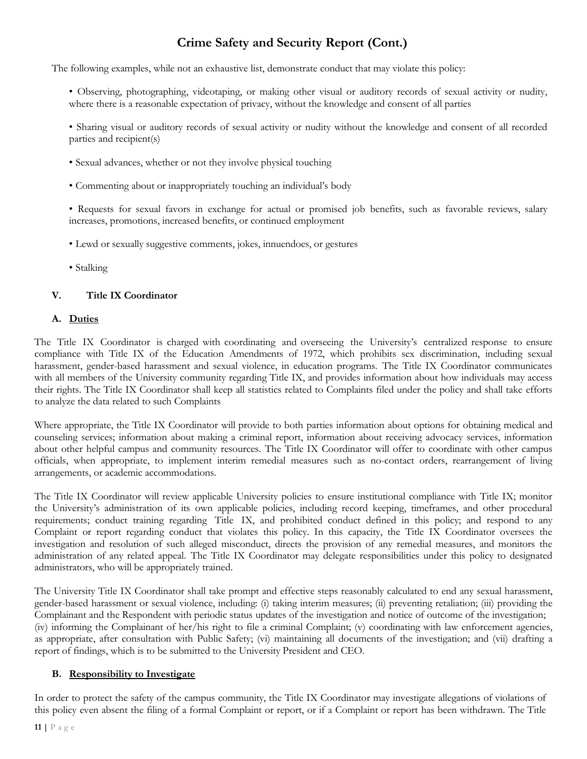## Crime Safety and Security Report (Cont.)

The following examples, while not an exhaustive list, demonstrate conduct that may violate this policy:

- Observing, photographing, videotaping, or making other visual or auditory records of sexual activity or nudity, where there is a reasonable expectation of privacy, without the knowledge and consent of all parties
- Sharing visual or auditory records of sexual activity or nudity without the knowledge and consent of all recorded parties and recipient(s)
- Sexual advances, whether or not they involve physical touching
- Commenting about or inappropriately touching an individual's body
- Requests for sexual favors in exchange for actual or promised job benefits, such as favorable reviews, salary increases, promotions, increased benefits, or continued employment
- Lewd or sexually suggestive comments, jokes, innuendoes, or gestures
- Stalking

### V. Title IX Coordinator

#### A. Duties

The Title IX Coordinator is charged with coordinating and overseeing the University's centralized response to ensure compliance with Title IX of the Education Amendments of 1972, which prohibits sex discrimination, including sexual harassment, gender-based harassment and sexual violence, in education programs. The Title IX Coordinator communicates with all members of the University community regarding Title IX, and provides information about how individuals may access their rights. The Title IX Coordinator shall keep all statistics related to Complaints filed under the policy and shall take efforts to analyze the data related to such Complaints

Where appropriate, the Title IX Coordinator will provide to both parties information about options for obtaining medical and counseling services; information about making a criminal report, information about receiving advocacy services, information about other helpful campus and community resources. The Title IX Coordinator will offer to coordinate with other campus officials, when appropriate, to implement interim remedial measures such as no-contact orders, rearrangement of living arrangements, or academic accommodations.

The Title IX Coordinator will review applicable University policies to ensure institutional compliance with Title IX; monitor the University's administration of its own applicable policies, including record keeping, timeframes, and other procedural requirements; conduct training regarding Title IX, and prohibited conduct defined in this policy; and respond to any Complaint or report regarding conduct that violates this policy. In this capacity, the Title IX Coordinator oversees the investigation and resolution of such alleged misconduct, directs the provision of any remedial measures, and monitors the administration of any related appeal. The Title IX Coordinator may delegate responsibilities under this policy to designated administrators, who will be appropriately trained.

The University Title IX Coordinator shall take prompt and effective steps reasonably calculated to end any sexual harassment, gender-based harassment or sexual violence, including: (i) taking interim measures; (ii) preventing retaliation; (iii) providing the Complainant and the Respondent with periodic status updates of the investigation and notice of outcome of the investigation; (iv) informing the Complainant of her/his right to file a criminal Complaint; (v) coordinating with law enforcement agencies, as appropriate, after consultation with Public Safety; (vi) maintaining all documents of the investigation; and (vii) drafting a report of findings, which is to be submitted to the University President and CEO.

#### B. Responsibility to Investigate

In order to protect the safety of the campus community, the Title IX Coordinator may investigate allegations of violations of this policy even absent the filing of a formal Complaint or report, or if a Complaint or report has been withdrawn. The Title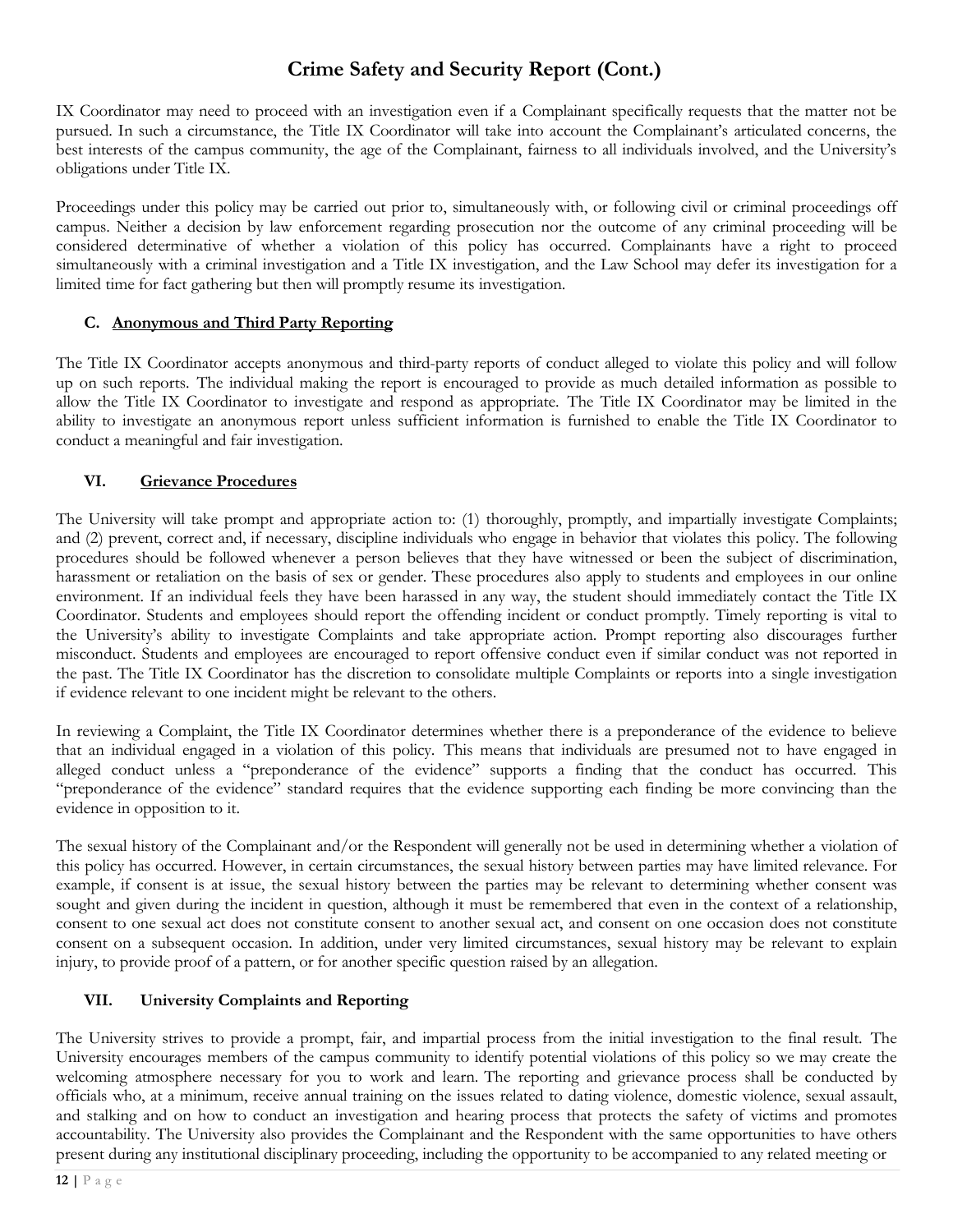# Crime Safety and Security Report (Cont.)

IX Coordinator may need to proceed with an investigation even if a Complainant specifically requests that the matter not be pursued. In such a circumstance, the Title IX Coordinator will take into account the Complainant's articulated concerns, the best interests of the campus community, the age of the Complainant, fairness to all individuals involved, and the University's obligations under Title IX.

Proceedings under this policy may be carried out prior to, simultaneously with, or following civil or criminal proceedings off campus. Neither a decision by law enforcement regarding prosecution nor the outcome of any criminal proceeding will be considered determinative of whether a violation of this policy has occurred. Complainants have a right to proceed simultaneously with a criminal investigation and a Title IX investigation, and the Law School may defer its investigation for a limited time for fact gathering but then will promptly resume its investigation.

### C. Anonymous and Third Party Reporting

The Title IX Coordinator accepts anonymous and third-party reports of conduct alleged to violate this policy and will follow up on such reports. The individual making the report is encouraged to provide as much detailed information as possible to allow the Title IX Coordinator to investigate and respond as appropriate. The Title IX Coordinator may be limited in the ability to investigate an anonymous report unless sufficient information is furnished to enable the Title IX Coordinator to conduct a meaningful and fair investigation.

## VI. Grievance Procedures

The University will take prompt and appropriate action to: (1) thoroughly, promptly, and impartially investigate Complaints; and (2) prevent, correct and, if necessary, discipline individuals who engage in behavior that violates this policy. The following procedures should be followed whenever a person believes that they have witnessed or been the subject of discrimination, harassment or retaliation on the basis of sex or gender. These procedures also apply to students and employees in our online environment. If an individual feels they have been harassed in any way, the student should immediately contact the Title IX Coordinator. Students and employees should report the offending incident or conduct promptly. Timely reporting is vital to the University's ability to investigate Complaints and take appropriate action. Prompt reporting also discourages further misconduct. Students and employees are encouraged to report offensive conduct even if similar conduct was not reported in the past. The Title IX Coordinator has the discretion to consolidate multiple Complaints or reports into a single investigation if evidence relevant to one incident might be relevant to the others.

In reviewing a Complaint, the Title IX Coordinator determines whether there is a preponderance of the evidence to believe that an individual engaged in a violation of this policy. This means that individuals are presumed not to have engaged in alleged conduct unless a "preponderance of the evidence" supports a finding that the conduct has occurred. This "preponderance of the evidence" standard requires that the evidence supporting each finding be more convincing than the evidence in opposition to it.

The sexual history of the Complainant and/or the Respondent will generally not be used in determining whether a violation of this policy has occurred. However, in certain circumstances, the sexual history between parties may have limited relevance. For example, if consent is at issue, the sexual history between the parties may be relevant to determining whether consent was sought and given during the incident in question, although it must be remembered that even in the context of a relationship, consent to one sexual act does not constitute consent to another sexual act, and consent on one occasion does not constitute consent on a subsequent occasion. In addition, under very limited circumstances, sexual history may be relevant to explain injury, to provide proof of a pattern, or for another specific question raised by an allegation.

## VII. University Complaints and Reporting

The University strives to provide a prompt, fair, and impartial process from the initial investigation to the final result. The University encourages members of the campus community to identify potential violations of this policy so we may create the welcoming atmosphere necessary for you to work and learn. The reporting and grievance process shall be conducted by officials who, at a minimum, receive annual training on the issues related to dating violence, domestic violence, sexual assault, and stalking and on how to conduct an investigation and hearing process that protects the safety of victims and promotes accountability. The University also provides the Complainant and the Respondent with the same opportunities to have others present during any institutional disciplinary proceeding, including the opportunity to be accompanied to any related meeting or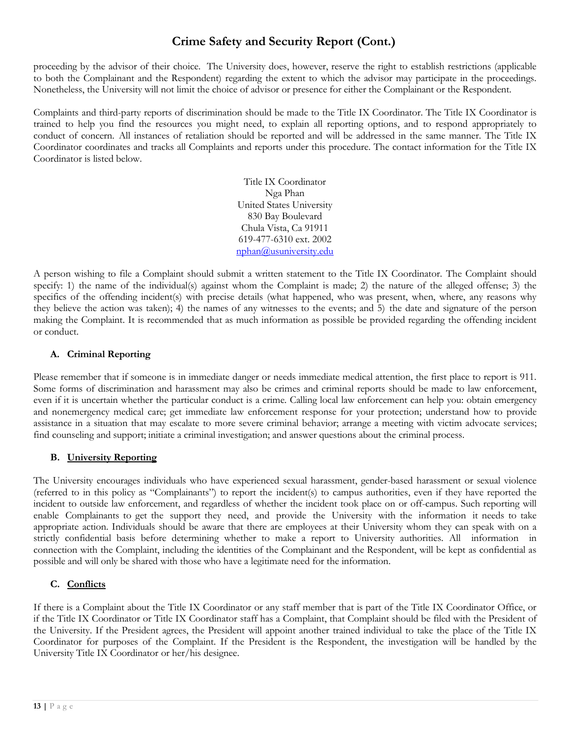# Crime Safety and Security Report (Cont.)

proceeding by the advisor of their choice. The University does, however, reserve the right to establish restrictions (applicable to both the Complainant and the Respondent) regarding the extent to which the advisor may participate in the proceedings. Nonetheless, the University will not limit the choice of advisor or presence for either the Complainant or the Respondent.

Complaints and third-party reports of discrimination should be made to the Title IX Coordinator. The Title IX Coordinator is trained to help you find the resources you might need, to explain all reporting options, and to respond appropriately to conduct of concern. All instances of retaliation should be reported and will be addressed in the same manner. The Title IX Coordinator coordinates and tracks all Complaints and reports under this procedure. The contact information for the Title IX Coordinator is listed below.

Title IX Coordinator  
Nga Phan  
United States University  
830 Bay Boulevard  
Chula Vista, Ca 91911  
619-477-6310 ext. 2002  
nphan@usuniversity.edu

A person wishing to file a Complaint should submit a written statement to the Title IX Coordinator. The Complaint should specify: 1) the name of the individual(s) against whom the Complaint is made; 2) the nature of the alleged offense; 3) the specifics of the offending incident(s) with precise details (what happened, who was present, when, where, any reasons why they believe the action was taken); 4) the names of any witnesses to the events; and 5) the date and signature of the person making the Complaint. It is recommended that as much information as possible be provided regarding the offending incident or conduct.

### A. Criminal Reporting

Please remember that if someone is in immediate danger or needs immediate medical attention, the first place to report is 911. Some forms of discrimination and harassment may also be crimes and criminal reports should be made to law enforcement, even if it is uncertain whether the particular conduct is a crime. Calling local law enforcement can help you: obtain emergency and nonemergency medical care; get immediate law enforcement response for your protection; understand how to provide assistance in a situation that may escalate to more severe criminal behavior; arrange a meeting with victim advocate services; find counseling and support; initiate a criminal investigation; and answer questions about the criminal process.

### B. University Reporting

The University encourages individuals who have experienced sexual harassment, gender-based harassment or sexual violence (referred to in this policy as "Complainants") to report the incident(s) to campus authorities, even if they have reported the incident to outside law enforcement, and regardless of whether the incident took place on or off-campus. Such reporting will enable Complainants to get the support they need, and provide the University with the information it needs to take appropriate action. Individuals should be aware that there are employees at their University whom they can speak with on a strictly confidential basis before determining whether to make a report to University authorities. All information in connection with the Complaint, including the identities of the Complainant and the Respondent, will be kept as confidential as possible and will only be shared with those who have a legitimate need for the information.

### C. Conflicts

If there is a Complaint about the Title IX Coordinator or any staff member that is part of the Title IX Coordinator Office, or if the Title IX Coordinator or Title IX Coordinator staff has a Complaint, that Complaint should be filed with the President of the University. If the President agrees, the President will appoint another trained individual to take the place of the Title IX Coordinator for purposes of the Complaint. If the President is the Respondent, the investigation will be handled by the University Title IX Coordinator or her/his designee.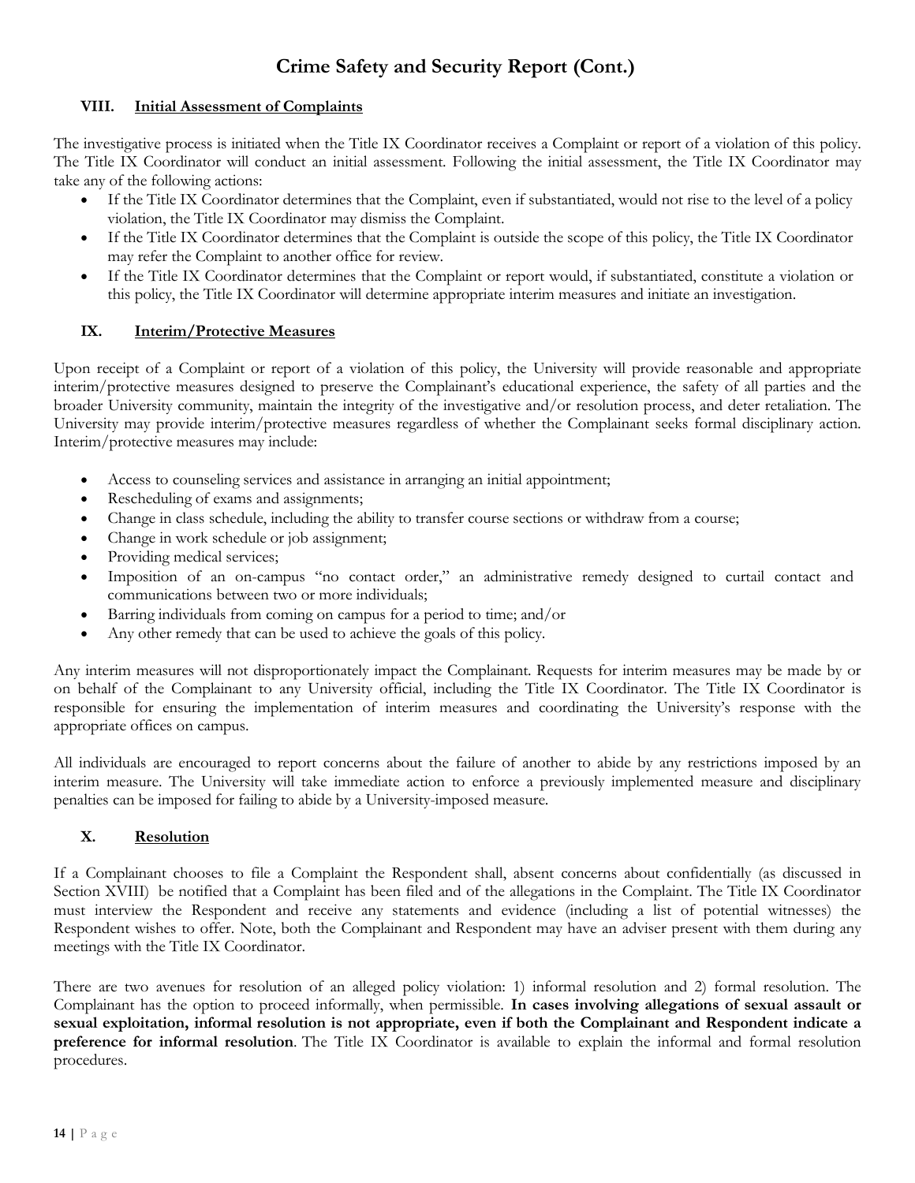# Crime Safety and Security Report (Cont.)

## VIII. Initial Assessment of Complaints

The investigative process is initiated when the Title IX Coordinator receives a Complaint or report of a violation of this policy. The Title IX Coordinator will conduct an initial assessment. Following the initial assessment, the Title IX Coordinator may take any of the following actions:

- If the Title IX Coordinator determines that the Complaint, even if substantiated, would not rise to the level of a policy violation, the Title IX Coordinator may dismiss the Complaint.
- If the Title IX Coordinator determines that the Complaint is outside the scope of this policy, the Title IX Coordinator may refer the Complaint to another office for review.
- If the Title IX Coordinator determines that the Complaint or report would, if substantiated, constitute a violation or this policy, the Title IX Coordinator will determine appropriate interim measures and initiate an investigation.

## IX. Interim/Protective Measures

Upon receipt of a Complaint or report of a violation of this policy, the University will provide reasonable and appropriate interim/protective measures designed to preserve the Complainant's educational experience, the safety of all parties and the broader University community, maintain the integrity of the investigative and/or resolution process, and deter retaliation. The University may provide interim/protective measures regardless of whether the Complainant seeks formal disciplinary action. Interim/protective measures may include:

- Access to counseling services and assistance in arranging an initial appointment;
- Rescheduling of exams and assignments;
- Change in class schedule, including the ability to transfer course sections or withdraw from a course;
- Change in work schedule or job assignment;
- Providing medical services;
- Imposition of an on-campus "no contact order," an administrative remedy designed to curtail contact and communications between two or more individuals;
- Barring individuals from coming on campus for a period to time; and/or
- Any other remedy that can be used to achieve the goals of this policy.

Any interim measures will not disproportionately impact the Complainant. Requests for interim measures may be made by or on behalf of the Complainant to any University official, including the Title IX Coordinator. The Title IX Coordinator is responsible for ensuring the implementation of interim measures and coordinating the University's response with the appropriate offices on campus.

All individuals are encouraged to report concerns about the failure of another to abide by any restrictions imposed by an interim measure. The University will take immediate action to enforce a previously implemented measure and disciplinary penalties can be imposed for failing to abide by a University-imposed measure.

## X. Resolution

If a Complainant chooses to file a Complaint the Respondent shall, absent concerns about confidentially (as discussed in Section XVIII) be notified that a Complaint has been filed and of the allegations in the Complaint. The Title IX Coordinator must interview the Respondent and receive any statements and evidence (including a list of potential witnesses) the Respondent wishes to offer. Note, both the Complainant and Respondent may have an adviser present with them during any meetings with the Title IX Coordinator.

There are two avenues for resolution of an alleged policy violation: 1) informal resolution and 2) formal resolution. The Complainant has the option to proceed informally, when permissible. **In cases involving allegations of sexual assault or sexual exploitation, informal resolution is not appropriate, even if both the Complainant and Respondent indicate a preference for informal resolution**. The Title IX Coordinator is available to explain the informal and formal resolution procedures.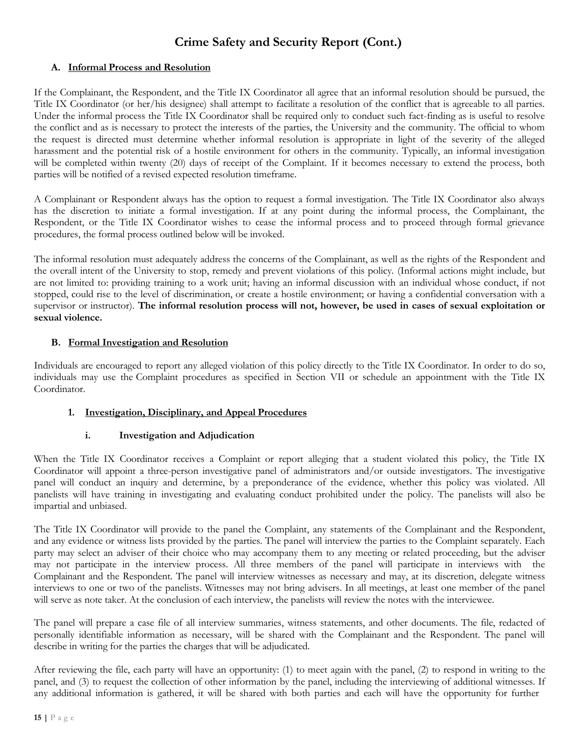# Crime Safety and Security Report (Cont.)

### A. Informal Process and Resolution

If the Complainant, the Respondent, and the Title IX Coordinator all agree that an informal resolution should be pursued, the Title IX Coordinator (or her/his designee) shall attempt to facilitate a resolution of the conflict that is agreeable to all parties. Under the informal process the Title IX Coordinator shall be required only to conduct such fact-finding as is useful to resolve the conflict and as is necessary to protect the interests of the parties, the University and the community. The official to whom the request is directed must determine whether informal resolution is appropriate in light of the severity of the alleged harassment and the potential risk of a hostile environment for others in the community. Typically, an informal investigation will be completed within twenty (20) days of receipt of the Complaint. If it becomes necessary to extend the process, both parties will be notified of a revised expected resolution timeframe.

A Complainant or Respondent always has the option to request a formal investigation. The Title IX Coordinator also always has the discretion to initiate a formal investigation. If at any point during the informal process, the Complainant, the Respondent, or the Title IX Coordinator wishes to cease the informal process and to proceed through formal grievance procedures, the formal process outlined below will be invoked.

The informal resolution must adequately address the concerns of the Complainant, as well as the rights of the Respondent and the overall intent of the University to stop, remedy and prevent violations of this policy. (Informal actions might include, but are not limited to: providing training to a work unit; having an informal discussion with an individual whose conduct, if not stopped, could rise to the level of discrimination, or create a hostile environment; or having a confidential conversation with a supervisor or instructor). **The informal resolution process will not, however, be used in cases of sexual exploitation or sexual violence.**

### B. Formal Investigation and Resolution

Individuals are encouraged to report any alleged violation of this policy directly to the Title IX Coordinator. In order to do so, individuals may use the Complaint procedures as specified in Section VII or schedule an appointment with the Title IX Coordinator.

#### 1. Investigation, Disciplinary, and Appeal Procedures

##### i. Investigation and Adjudication

When the Title IX Coordinator receives a Complaint or report alleging that a student violated this policy, the Title IX Coordinator will appoint a three-person investigative panel of administrators and/or outside investigators. The investigative panel will conduct an inquiry and determine, by a preponderance of the evidence, whether this policy was violated. All panelists will have training in investigating and evaluating conduct prohibited under the policy. The panelists will also be impartial and unbiased.

The Title IX Coordinator will provide to the panel the Complaint, any statements of the Complainant and the Respondent, and any evidence or witness lists provided by the parties. The panel will interview the parties to the Complaint separately. Each party may select an adviser of their choice who may accompany them to any meeting or related proceeding, but the adviser may not participate in the interview process. All three members of the panel will participate in interviews with the Complainant and the Respondent. The panel will interview witnesses as necessary and may, at its discretion, delegate witness interviews to one or two of the panelists. Witnesses may not bring advisers. In all meetings, at least one member of the panel will serve as note taker. At the conclusion of each interview, the panelists will review the notes with the interviewee.

The panel will prepare a case file of all interview summaries, witness statements, and other documents. The file, redacted of personally identifiable information as necessary, will be shared with the Complainant and the Respondent. The panel will describe in writing for the parties the charges that will be adjudicated.

After reviewing the file, each party will have an opportunity: (1) to meet again with the panel, (2) to respond in writing to the panel, and (3) to request the collection of other information by the panel, including the interviewing of additional witnesses. If any additional information is gathered, it will be shared with both parties and each will have the opportunity for further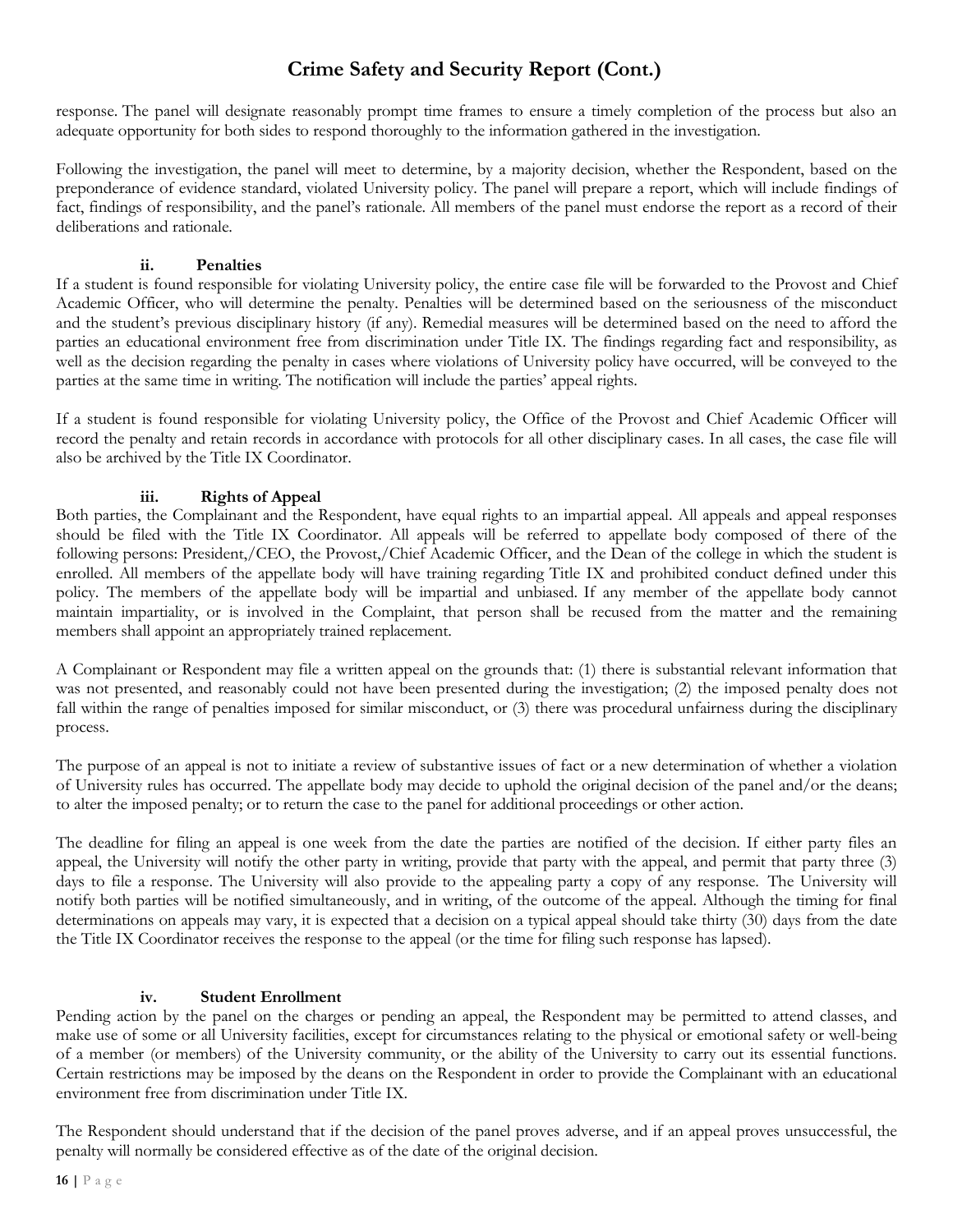# Crime Safety and Security Report (Cont.)

response. The panel will designate reasonably prompt time frames to ensure a timely completion of the process but also an adequate opportunity for both sides to respond thoroughly to the information gathered in the investigation.

Following the investigation, the panel will meet to determine, by a majority decision, whether the Respondent, based on the preponderance of evidence standard, violated University policy. The panel will prepare a report, which will include findings of fact, findings of responsibility, and the panel's rationale. All members of the panel must endorse the report as a record of their deliberations and rationale.

### ii. Penalties

If a student is found responsible for violating University policy, the entire case file will be forwarded to the Provost and Chief Academic Officer, who will determine the penalty. Penalties will be determined based on the seriousness of the misconduct and the student's previous disciplinary history (if any). Remedial measures will be determined based on the need to afford the parties an educational environment free from discrimination under Title IX. The findings regarding fact and responsibility, as well as the decision regarding the penalty in cases where violations of University policy have occurred, will be conveyed to the parties at the same time in writing. The notification will include the parties' appeal rights.

If a student is found responsible for violating University policy, the Office of the Provost and Chief Academic Officer will record the penalty and retain records in accordance with protocols for all other disciplinary cases. In all cases, the case file will also be archived by the Title IX Coordinator.

### iii. Rights of Appeal

Both parties, the Complainant and the Respondent, have equal rights to an impartial appeal. All appeals and appeal responses should be filed with the Title IX Coordinator. All appeals will be referred to appellate body composed of there of the following persons: President,/CEO, the Provost,/Chief Academic Officer, and the Dean of the college in which the student is enrolled. All members of the appellate body will have training regarding Title IX and prohibited conduct defined under this policy. The members of the appellate body will be impartial and unbiased. If any member of the appellate body cannot maintain impartiality, or is involved in the Complaint, that person shall be recused from the matter and the remaining members shall appoint an appropriately trained replacement.

A Complainant or Respondent may file a written appeal on the grounds that: (1) there is substantial relevant information that was not presented, and reasonably could not have been presented during the investigation; (2) the imposed penalty does not fall within the range of penalties imposed for similar misconduct, or (3) there was procedural unfairness during the disciplinary process.

The purpose of an appeal is not to initiate a review of substantive issues of fact or a new determination of whether a violation of University rules has occurred. The appellate body may decide to uphold the original decision of the panel and/or the deans; to alter the imposed penalty; or to return the case to the panel for additional proceedings or other action.

The deadline for filing an appeal is one week from the date the parties are notified of the decision. If either party files an appeal, the University will notify the other party in writing, provide that party with the appeal, and permit that party three (3) days to file a response. The University will also provide to the appealing party a copy of any response. The University will notify both parties will be notified simultaneously, and in writing, of the outcome of the appeal. Although the timing for final determinations on appeals may vary, it is expected that a decision on a typical appeal should take thirty (30) days from the date the Title IX Coordinator receives the response to the appeal (or the time for filing such response has lapsed).

### iv. Student Enrollment

Pending action by the panel on the charges or pending an appeal, the Respondent may be permitted to attend classes, and make use of some or all University facilities, except for circumstances relating to the physical or emotional safety or well-being of a member (or members) of the University community, or the ability of the University to carry out its essential functions. Certain restrictions may be imposed by the deans on the Respondent in order to provide the Complainant with an educational environment free from discrimination under Title IX.

The Respondent should understand that if the decision of the panel proves adverse, and if an appeal proves unsuccessful, the penalty will normally be considered effective as of the date of the original decision.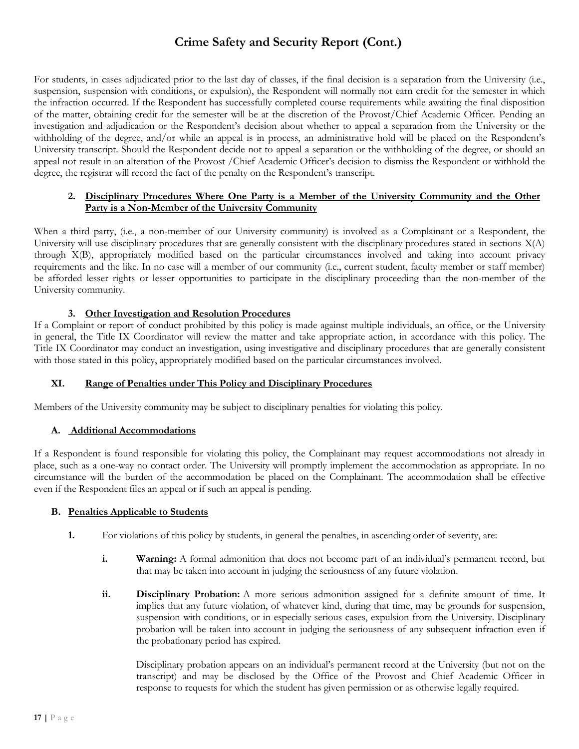# Crime Safety and Security Report (Cont.)

For students, in cases adjudicated prior to the last day of classes, if the final decision is a separation from the University (i.e., suspension, suspension with conditions, or expulsion), the Respondent will normally not earn credit for the semester in which the infraction occurred. If the Respondent has successfully completed course requirements while awaiting the final disposition of the matter, obtaining credit for the semester will be at the discretion of the Provost/Chief Academic Officer. Pending an investigation and adjudication or the Respondent's decision about whether to appeal a separation from the University or the withholding of the degree, and/or while an appeal is in process, an administrative hold will be placed on the Respondent's University transcript. Should the Respondent decide not to appeal a separation or the withholding of the degree, or should an appeal not result in an alteration of the Provost /Chief Academic Officer's decision to dismiss the Respondent or withhold the degree, the registrar will record the fact of the penalty on the Respondent's transcript.

### 2. Disciplinary Procedures Where One Party is a Member of the University Community and the Other Party is a Non-Member of the University Community

When a third party, (i.e., a non-member of our University community) is involved as a Complainant or a Respondent, the University will use disciplinary procedures that are generally consistent with the disciplinary procedures stated in sections X(A) through X(B), appropriately modified based on the particular circumstances involved and taking into account privacy requirements and the like. In no case will a member of our community (i.e., current student, faculty member or staff member) be afforded lesser rights or lesser opportunities to participate in the disciplinary proceeding than the non-member of the University community.

### 3. Other Investigation and Resolution Procedures

If a Complaint or report of conduct prohibited by this policy is made against multiple individuals, an office, or the University in general, the Title IX Coordinator will review the matter and take appropriate action, in accordance with this policy. The Title IX Coordinator may conduct an investigation, using investigative and disciplinary procedures that are generally consistent with those stated in this policy, appropriately modified based on the particular circumstances involved.

## XI. Range of Penalties under This Policy and Disciplinary Procedures

Members of the University community may be subject to disciplinary penalties for violating this policy.

### A. Additional Accommodations

If a Respondent is found responsible for violating this policy, the Complainant may request accommodations not already in place, such as a one-way no contact order. The University will promptly implement the accommodation as appropriate. In no circumstance will the burden of the accommodation be placed on the Complainant. The accommodation shall be effective even if the Respondent files an appeal or if such an appeal is pending.

### B. Penalties Applicable to Students

**1.** For violations of this policy by students, in general the penalties, in ascending order of severity, are:

- **i. Warning:** A formal admonition that does not become part of an individual's permanent record, but that may be taken into account in judging the seriousness of any future violation.

- **ii. Disciplinary Probation:** A more serious admonition assigned for a definite amount of time. It implies that any future violation, of whatever kind, during that time, may be grounds for suspension, suspension with conditions, or in especially serious cases, expulsion from the University. Disciplinary probation will be taken into account in judging the seriousness of any subsequent infraction even if the probationary period has expired.

  Disciplinary probation appears on an individual's permanent record at the University (but not on the transcript) and may be disclosed by the Office of the Provost and Chief Academic Officer in response to requests for which the student has given permission or as otherwise legally required.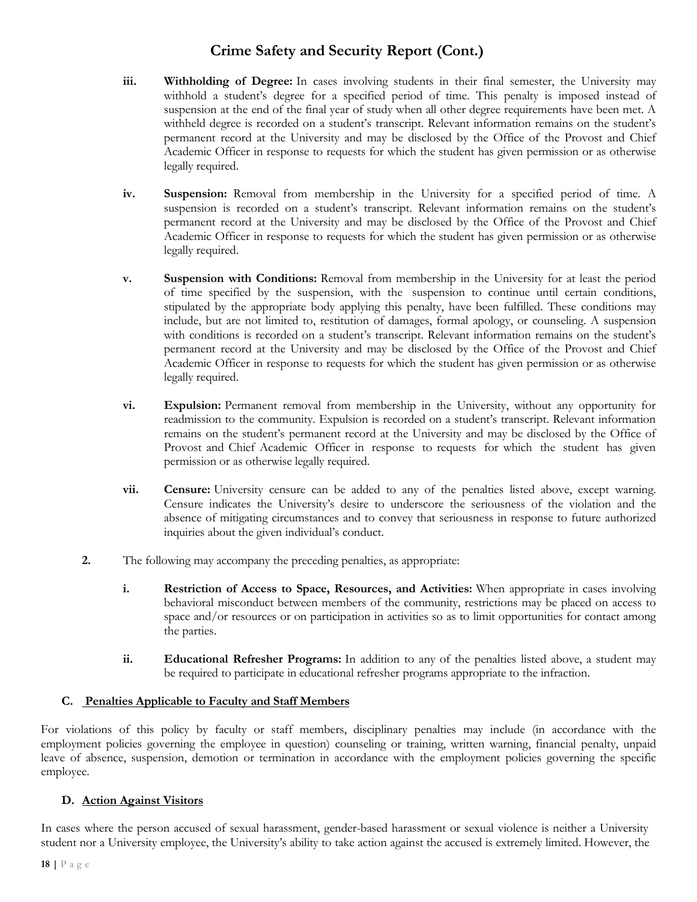# Crime Safety and Security Report (Cont.)

iii. **Withholding of Degree:** In cases involving students in their final semester, the University may withhold a student's degree for a specified period of time. This penalty is imposed instead of suspension at the end of the final year of study when all other degree requirements have been met. A withheld degree is recorded on a student's transcript. Relevant information remains on the student's permanent record at the University and may be disclosed by the Office of the Provost and Chief Academic Officer in response to requests for which the student has given permission or as otherwise legally required.

iv. **Suspension:** Removal from membership in the University for a specified period of time. A suspension is recorded on a student's transcript. Relevant information remains on the student's permanent record at the University and may be disclosed by the Office of the Provost and Chief Academic Officer in response to requests for which the student has given permission or as otherwise legally required.

v. **Suspension with Conditions:** Removal from membership in the University for at least the period of time specified by the suspension, with the suspension to continue until certain conditions, stipulated by the appropriate body applying this penalty, have been fulfilled. These conditions may include, but are not limited to, restitution of damages, formal apology, or counseling. A suspension with conditions is recorded on a student's transcript. Relevant information remains on the student's permanent record at the University and may be disclosed by the Office of the Provost and Chief Academic Officer in response to requests for which the student has given permission or as otherwise legally required.

vi. **Expulsion:** Permanent removal from membership in the University, without any opportunity for readmission to the community. Expulsion is recorded on a student's transcript. Relevant information remains on the student's permanent record at the University and may be disclosed by the Office of Provost and Chief Academic Officer in response to requests for which the student has given permission or as otherwise legally required.

vii. **Censure:** University censure can be added to any of the penalties listed above, except warning. Censure indicates the University's desire to underscore the seriousness of the violation and the absence of mitigating circumstances and to convey that seriousness in response to future authorized inquiries about the given individual's conduct.

**2.** The following may accompany the preceding penalties, as appropriate:

i. **Restriction of Access to Space, Resources, and Activities:** When appropriate in cases involving behavioral misconduct between members of the community, restrictions may be placed on access to space and/or resources or on participation in activities so as to limit opportunities for contact among the parties.

ii. **Educational Refresher Programs:** In addition to any of the penalties listed above, a student may be required to participate in educational refresher programs appropriate to the infraction.

### C. Penalties Applicable to Faculty and Staff Members

For violations of this policy by faculty or staff members, disciplinary penalties may include (in accordance with the employment policies governing the employee in question) counseling or training, written warning, financial penalty, unpaid leave of absence, suspension, demotion or termination in accordance with the employment policies governing the specific employee.

### D. Action Against Visitors

In cases where the person accused of sexual harassment, gender-based harassment or sexual violence is neither a University student nor a University employee, the University's ability to take action against the accused is extremely limited. However, the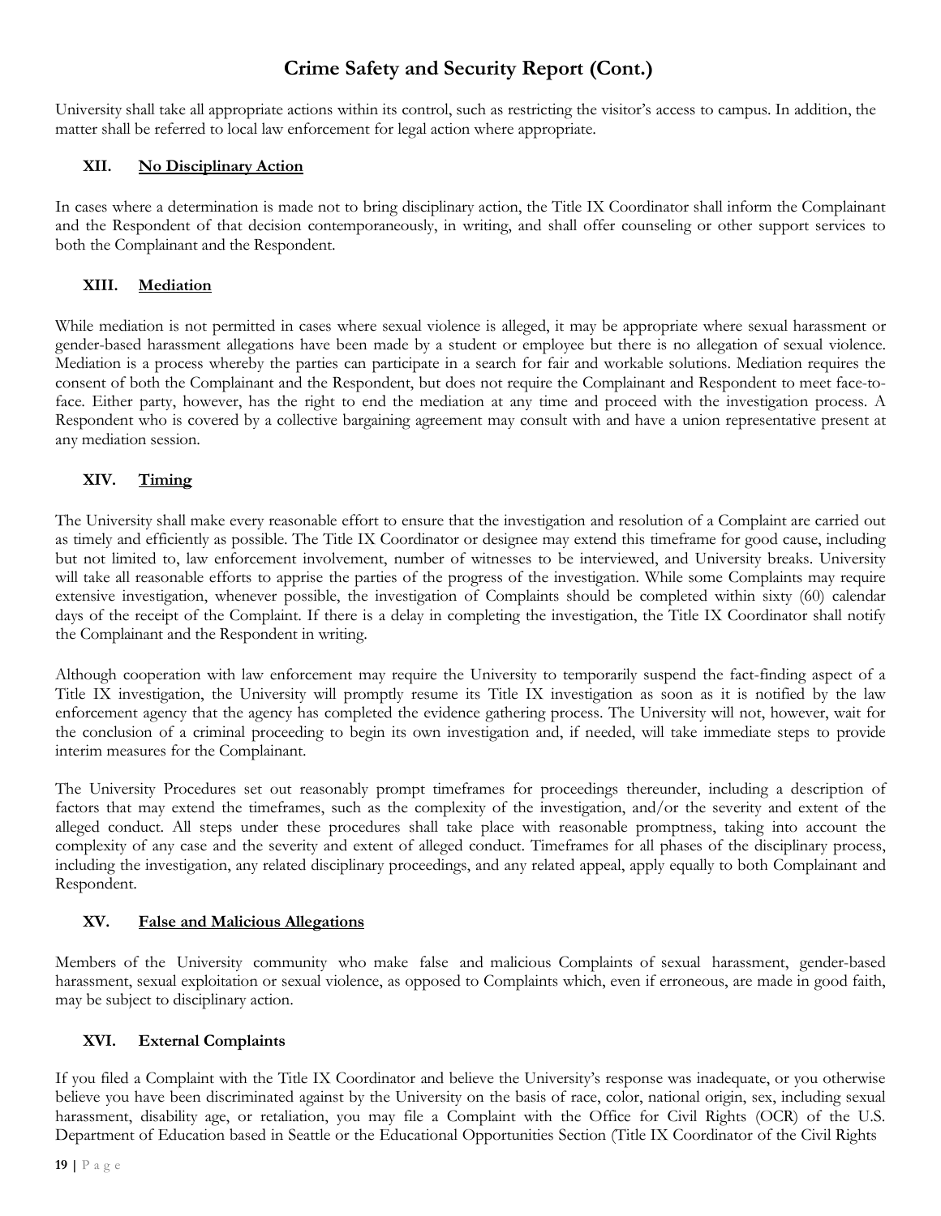# Crime Safety and Security Report (Cont.)

University shall take all appropriate actions within its control, such as restricting the visitor's access to campus. In addition, the matter shall be referred to local law enforcement for legal action where appropriate.

### XII. No Disciplinary Action

In cases where a determination is made not to bring disciplinary action, the Title IX Coordinator shall inform the Complainant and the Respondent of that decision contemporaneously, in writing, and shall offer counseling or other support services to both the Complainant and the Respondent.

### XIII. Mediation

While mediation is not permitted in cases where sexual violence is alleged, it may be appropriate where sexual harassment or gender-based harassment allegations have been made by a student or employee but there is no allegation of sexual violence. Mediation is a process whereby the parties can participate in a search for fair and workable solutions. Mediation requires the consent of both the Complainant and the Respondent, but does not require the Complainant and Respondent to meet face-to-face. Either party, however, has the right to end the mediation at any time and proceed with the investigation process. A Respondent who is covered by a collective bargaining agreement may consult with and have a union representative present at any mediation session.

### XIV. Timing

The University shall make every reasonable effort to ensure that the investigation and resolution of a Complaint are carried out as timely and efficiently as possible. The Title IX Coordinator or designee may extend this timeframe for good cause, including but not limited to, law enforcement involvement, number of witnesses to be interviewed, and University breaks. University will take all reasonable efforts to apprise the parties of the progress of the investigation. While some Complaints may require extensive investigation, whenever possible, the investigation of Complaints should be completed within sixty (60) calendar days of the receipt of the Complaint. If there is a delay in completing the investigation, the Title IX Coordinator shall notify the Complainant and the Respondent in writing.

Although cooperation with law enforcement may require the University to temporarily suspend the fact-finding aspect of a Title IX investigation, the University will promptly resume its Title IX investigation as soon as it is notified by the law enforcement agency that the agency has completed the evidence gathering process. The University will not, however, wait for the conclusion of a criminal proceeding to begin its own investigation and, if needed, will take immediate steps to provide interim measures for the Complainant.

The University Procedures set out reasonably prompt timeframes for proceedings thereunder, including a description of factors that may extend the timeframes, such as the complexity of the investigation, and/or the severity and extent of the alleged conduct. All steps under these procedures shall take place with reasonable promptness, taking into account the complexity of any case and the severity and extent of alleged conduct. Timeframes for all phases of the disciplinary process, including the investigation, any related disciplinary proceedings, and any related appeal, apply equally to both Complainant and Respondent.

### XV. False and Malicious Allegations

Members of the University community who make false and malicious Complaints of sexual harassment, gender-based harassment, sexual exploitation or sexual violence, as opposed to Complaints which, even if erroneous, are made in good faith, may be subject to disciplinary action.

### XVI. External Complaints

If you filed a Complaint with the Title IX Coordinator and believe the University's response was inadequate, or you otherwise believe you have been discriminated against by the University on the basis of race, color, national origin, sex, including sexual harassment, disability age, or retaliation, you may file a Complaint with the Office for Civil Rights (OCR) of the U.S. Department of Education based in Seattle or the Educational Opportunities Section (Title IX Coordinator of the Civil Rights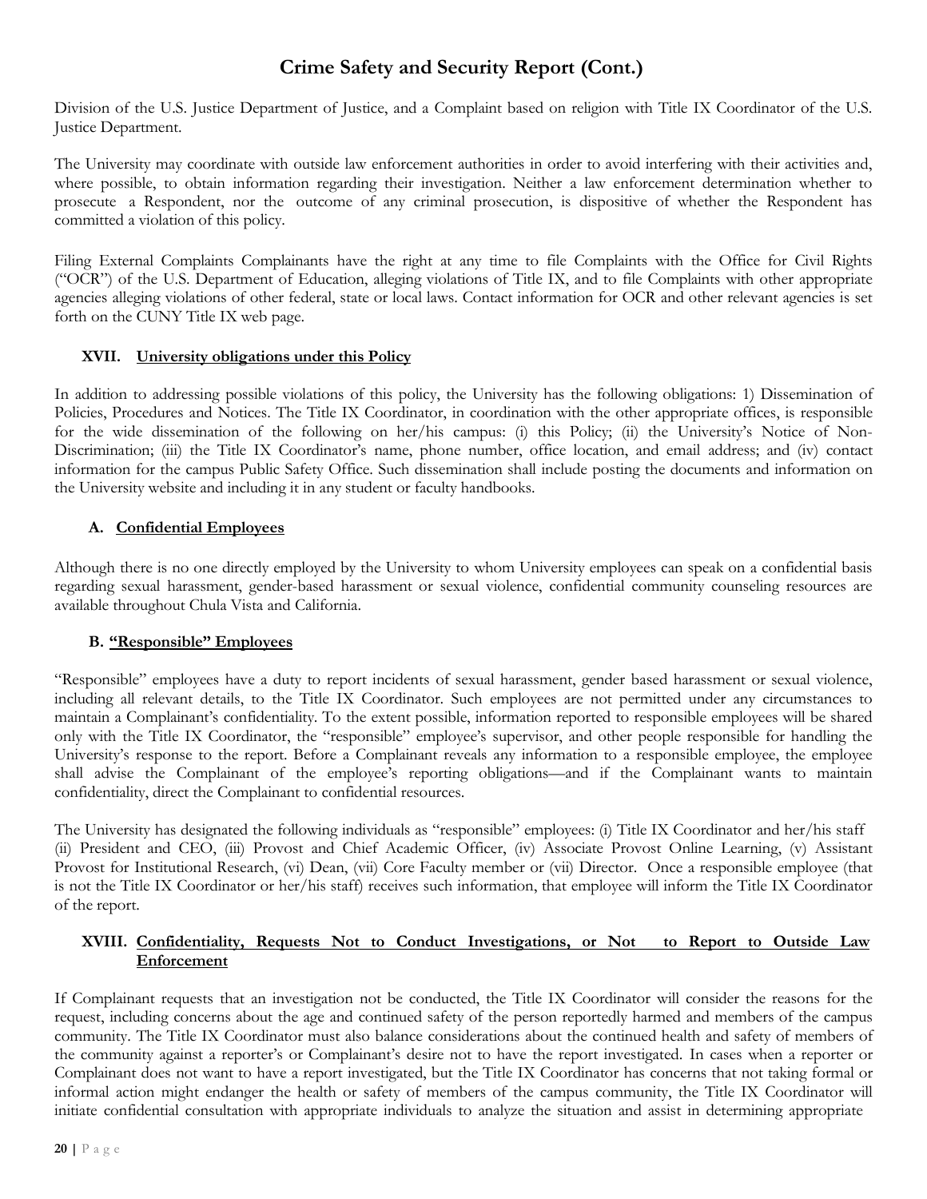## Crime Safety and Security Report (Cont.)

Division of the U.S. Justice Department of Justice, and a Complaint based on religion with Title IX Coordinator of the U.S. Justice Department.

The University may coordinate with outside law enforcement authorities in order to avoid interfering with their activities and, where possible, to obtain information regarding their investigation. Neither a law enforcement determination whether to prosecute a Respondent, nor the outcome of any criminal prosecution, is dispositive of whether the Respondent has committed a violation of this policy.

Filing External Complaints Complainants have the right at any time to file Complaints with the Office for Civil Rights ("OCR") of the U.S. Department of Education, alleging violations of Title IX, and to file Complaints with other appropriate agencies alleging violations of other federal, state or local laws. Contact information for OCR and other relevant agencies is set forth on the CUNY Title IX web page.

### XVII. University obligations under this Policy

In addition to addressing possible violations of this policy, the University has the following obligations: 1) Dissemination of Policies, Procedures and Notices. The Title IX Coordinator, in coordination with the other appropriate offices, is responsible for the wide dissemination of the following on her/his campus: (i) this Policy; (ii) the University's Notice of Non-Discrimination; (iii) the Title IX Coordinator's name, phone number, office location, and email address; and (iv) contact information for the campus Public Safety Office. Such dissemination shall include posting the documents and information on the University website and including it in any student or faculty handbooks.

#### A. Confidential Employees

Although there is no one directly employed by the University to whom University employees can speak on a confidential basis regarding sexual harassment, gender-based harassment or sexual violence, confidential community counseling resources are available throughout Chula Vista and California.

#### B. "Responsible" Employees

"Responsible" employees have a duty to report incidents of sexual harassment, gender based harassment or sexual violence, including all relevant details, to the Title IX Coordinator. Such employees are not permitted under any circumstances to maintain a Complainant's confidentiality. To the extent possible, information reported to responsible employees will be shared only with the Title IX Coordinator, the "responsible" employee's supervisor, and other people responsible for handling the University's response to the report. Before a Complainant reveals any information to a responsible employee, the employee shall advise the Complainant of the employee's reporting obligations—and if the Complainant wants to maintain confidentiality, direct the Complainant to confidential resources.

The University has designated the following individuals as "responsible" employees: (i) Title IX Coordinator and her/his staff (ii) President and CEO, (iii) Provost and Chief Academic Officer, (iv) Associate Provost Online Learning, (v) Assistant Provost for Institutional Research, (vi) Dean, (vii) Core Faculty member or (vii) Director. Once a responsible employee (that is not the Title IX Coordinator or her/his staff) receives such information, that employee will inform the Title IX Coordinator of the report.

### XVIII. Confidentiality, Requests Not to Conduct Investigations, or Not to Report to Outside Law Enforcement

If Complainant requests that an investigation not be conducted, the Title IX Coordinator will consider the reasons for the request, including concerns about the age and continued safety of the person reportedly harmed and members of the campus community. The Title IX Coordinator must also balance considerations about the continued health and safety of members of the community against a reporter's or Complainant's desire not to have the report investigated. In cases when a reporter or Complainant does not want to have a report investigated, but the Title IX Coordinator has concerns that not taking formal or informal action might endanger the health or safety of members of the campus community, the Title IX Coordinator will initiate confidential consultation with appropriate individuals to analyze the situation and assist in determining appropriate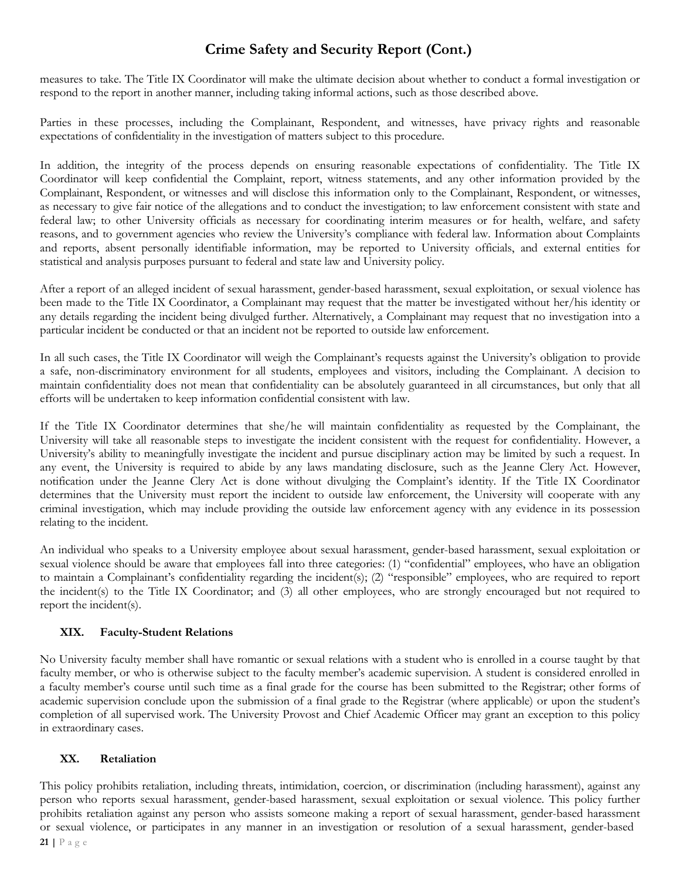# Crime Safety and Security Report (Cont.)

measures to take. The Title IX Coordinator will make the ultimate decision about whether to conduct a formal investigation or respond to the report in another manner, including taking informal actions, such as those described above.

Parties in these processes, including the Complainant, Respondent, and witnesses, have privacy rights and reasonable expectations of confidentiality in the investigation of matters subject to this procedure.

In addition, the integrity of the process depends on ensuring reasonable expectations of confidentiality. The Title IX Coordinator will keep confidential the Complaint, report, witness statements, and any other information provided by the Complainant, Respondent, or witnesses and will disclose this information only to the Complainant, Respondent, or witnesses, as necessary to give fair notice of the allegations and to conduct the investigation; to law enforcement consistent with state and federal law; to other University officials as necessary for coordinating interim measures or for health, welfare, and safety reasons, and to government agencies who review the University's compliance with federal law. Information about Complaints and reports, absent personally identifiable information, may be reported to University officials, and external entities for statistical and analysis purposes pursuant to federal and state law and University policy.

After a report of an alleged incident of sexual harassment, gender-based harassment, sexual exploitation, or sexual violence has been made to the Title IX Coordinator, a Complainant may request that the matter be investigated without her/his identity or any details regarding the incident being divulged further. Alternatively, a Complainant may request that no investigation into a particular incident be conducted or that an incident not be reported to outside law enforcement.

In all such cases, the Title IX Coordinator will weigh the Complainant's requests against the University's obligation to provide a safe, non-discriminatory environment for all students, employees and visitors, including the Complainant. A decision to maintain confidentiality does not mean that confidentiality can be absolutely guaranteed in all circumstances, but only that all efforts will be undertaken to keep information confidential consistent with law.

If the Title IX Coordinator determines that she/he will maintain confidentiality as requested by the Complainant, the University will take all reasonable steps to investigate the incident consistent with the request for confidentiality. However, a University's ability to meaningfully investigate the incident and pursue disciplinary action may be limited by such a request. In any event, the University is required to abide by any laws mandating disclosure, such as the Jeanne Clery Act. However, notification under the Jeanne Clery Act is done without divulging the Complaint's identity. If the Title IX Coordinator determines that the University must report the incident to outside law enforcement, the University will cooperate with any criminal investigation, which may include providing the outside law enforcement agency with any evidence in its possession relating to the incident.

An individual who speaks to a University employee about sexual harassment, gender-based harassment, sexual exploitation or sexual violence should be aware that employees fall into three categories: (1) "confidential" employees, who have an obligation to maintain a Complainant's confidentiality regarding the incident(s); (2) "responsible" employees, who are required to report the incident(s) to the Title IX Coordinator; and (3) all other employees, who are strongly encouraged but not required to report the incident(s).

### XIX. Faculty-Student Relations

No University faculty member shall have romantic or sexual relations with a student who is enrolled in a course taught by that faculty member, or who is otherwise subject to the faculty member's academic supervision. A student is considered enrolled in a faculty member's course until such time as a final grade for the course has been submitted to the Registrar; other forms of academic supervision conclude upon the submission of a final grade to the Registrar (where applicable) or upon the student's completion of all supervised work. The University Provost and Chief Academic Officer may grant an exception to this policy in extraordinary cases.

### XX. Retaliation

This policy prohibits retaliation, including threats, intimidation, coercion, or discrimination (including harassment), against any person who reports sexual harassment, gender-based harassment, sexual exploitation or sexual violence. This policy further prohibits retaliation against any person who assists someone making a report of sexual harassment, gender-based harassment or sexual violence, or participates in any manner in an investigation or resolution of a sexual harassment, gender-based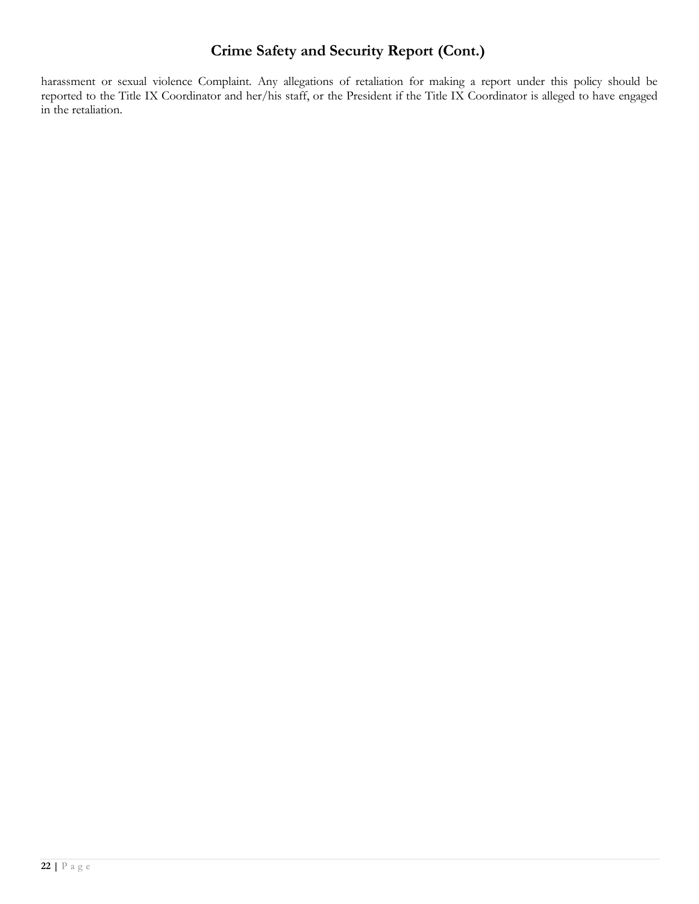## Crime Safety and Security Report (Cont.)

harassment or sexual violence Complaint. Any allegations of retaliation for making a report under this policy should be reported to the Title IX Coordinator and her/his staff, or the President if the Title IX Coordinator is alleged to have engaged in the retaliation.